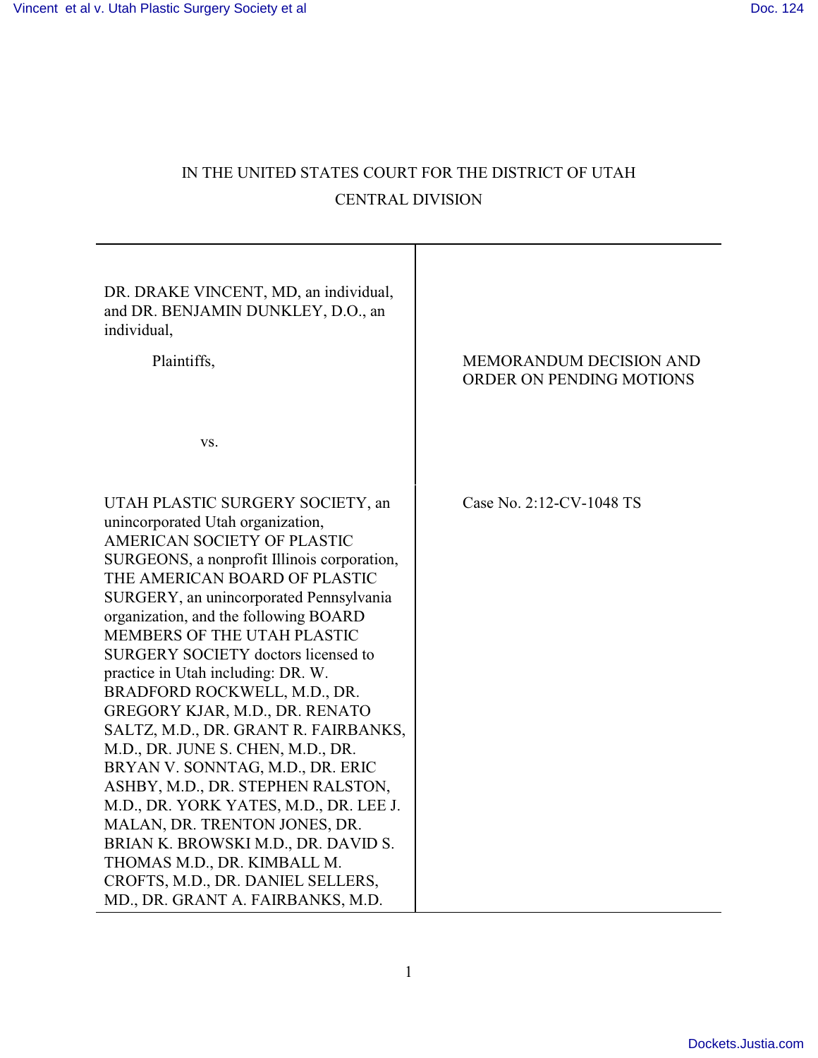IN THE UNITED STATES COURT FOR THE DISTRICT OF UTAH

CENTRAL DIVISION

| | |
|---|---|
| DR. DRAKE VINCENT, MD, an individual, and DR. BENJAMIN DUNKLEY, D.O., an individual,<br><br>Plaintiffs,<br><br>vs. | MEMORANDUM DECISION AND ORDER ON PENDING MOTIONS |
| UTAH PLASTIC SURGERY SOCIETY, an unincorporated Utah organization, AMERICAN SOCIETY OF PLASTIC SURGEONS, a nonprofit Illinois corporation, THE AMERICAN BOARD OF PLASTIC SURGERY, an unincorporated Pennsylvania organization, and the following BOARD MEMBERS OF THE UTAH PLASTIC SURGERY SOCIETY doctors licensed to practice in Utah including: DR. W. BRADFORD ROCKWELL, M.D., DR. GREGORY KJAR, M.D., DR. RENATO SALTZ, M.D., DR. GRANT R. FAIRBANKS, M.D., DR. JUNE S. CHEN, M.D., DR. BRYAN V. SONNTAG, M.D., DR. ERIC ASHBY, M.D., DR. STEPHEN RALSTON, M.D., DR. YORK YATES, M.D., DR. LEE J. MALAN, DR. TRENTON JONES, DR. BRIAN K. BROWSKI M.D., DR. DAVID S. THOMAS M.D., DR. KIMBALL M. CROFTS, M.D., DR. DANIEL SELLERS, MD., DR. GRANT A. FAIRBANKS, M.D. | Case No. 2:12-CV-1048 TS |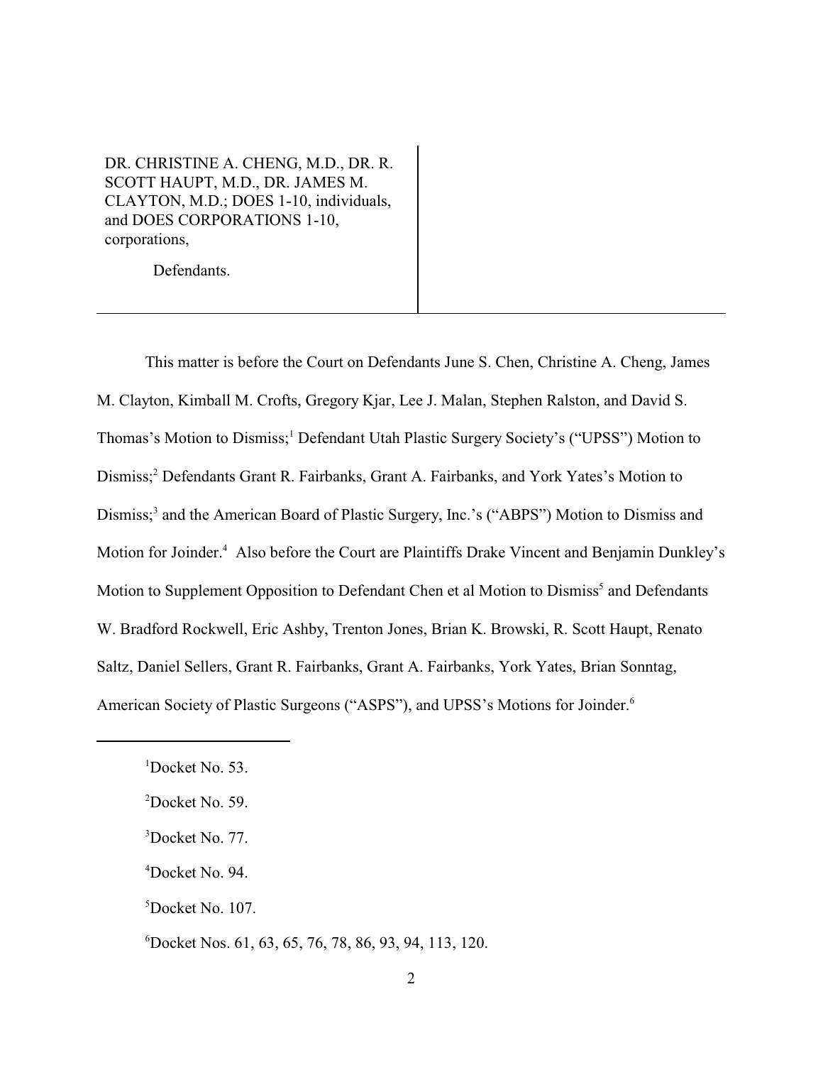DR. CHRISTINE A. CHENG, M.D., DR. R. SCOTT HAUPT, M.D., DR. JAMES M. CLAYTON, M.D.; DOES 1-10, individuals, and DOES CORPORATIONS 1-10, corporations,

Defendants.

---

This matter is before the Court on Defendants June S. Chen, Christine A. Cheng, James M. Clayton, Kimball M. Crofts, Gregory Kjar, Lee J. Malan, Stephen Ralston, and David S. Thomas's Motion to Dismiss;[1] Defendant Utah Plastic Surgery Society's ("UPSS") Motion to Dismiss;[2] Defendants Grant R. Fairbanks, Grant A. Fairbanks, and York Yates's Motion to Dismiss;[3] and the American Board of Plastic Surgery, Inc.'s ("ABPS") Motion to Dismiss and Motion for Joinder.[4] Also before the Court are Plaintiffs Drake Vincent and Benjamin Dunkley's Motion to Supplement Opposition to Defendant Chen et al Motion to Dismiss[5] and Defendants W. Bradford Rockwell, Eric Ashby, Trenton Jones, Brian K. Browski, R. Scott Haupt, Renato Saltz, Daniel Sellers, Grant R. Fairbanks, Grant A. Fairbanks, York Yates, Brian Sonntag, American Society of Plastic Surgeons ("ASPS"), and UPSS's Motions for Joinder.[6]

---

[1] Docket No. 53.

[2] Docket No. 59.

[3] Docket No. 77.

[4] Docket No. 94.

[5] Docket No. 107.

[6] Docket Nos. 61, 63, 65, 76, 78, 86, 93, 94, 113, 120.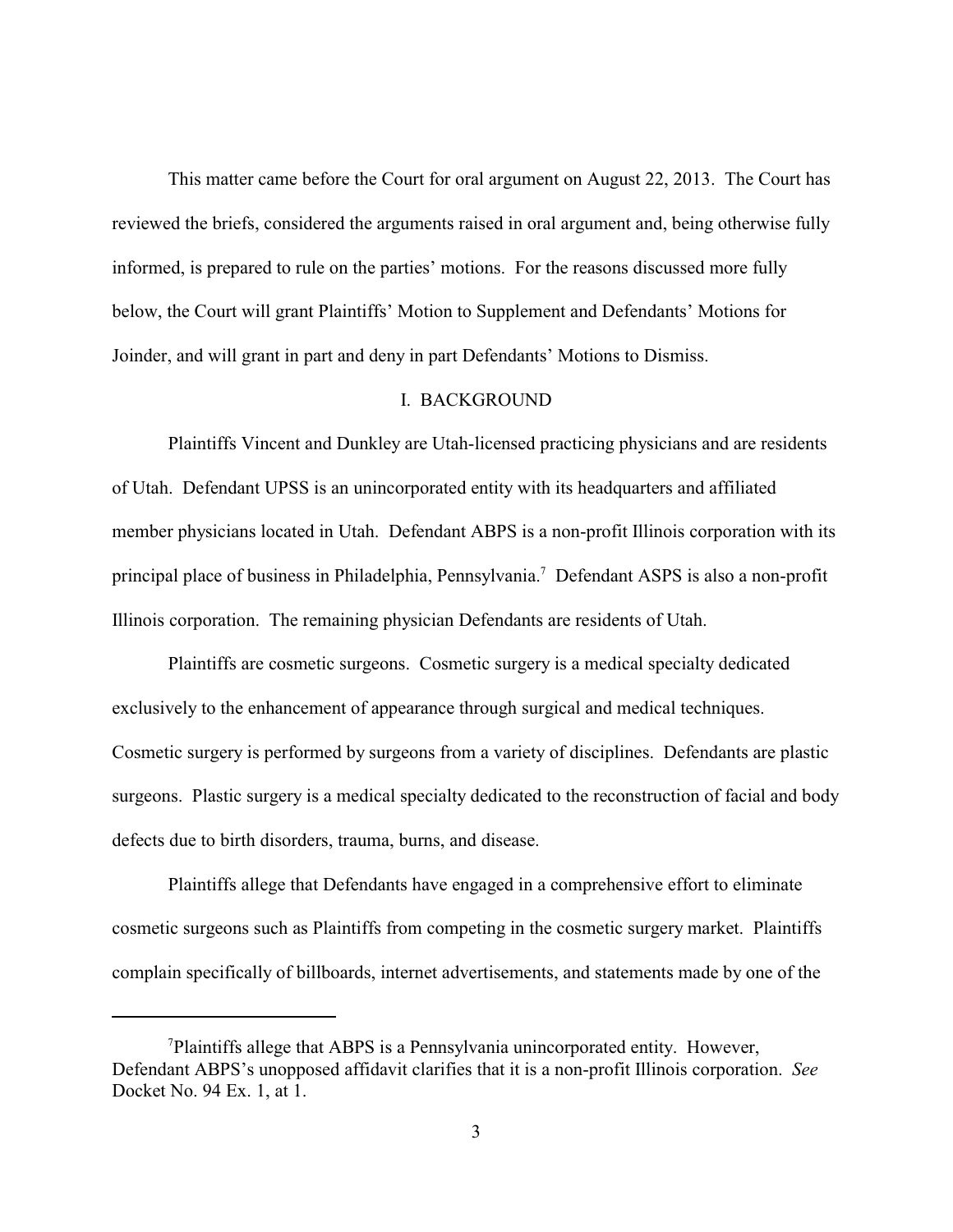This matter came before the Court for oral argument on August 22, 2013. The Court has reviewed the briefs, considered the arguments raised in oral argument and, being otherwise fully informed, is prepared to rule on the parties' motions. For the reasons discussed more fully below, the Court will grant Plaintiffs' Motion to Supplement and Defendants' Motions for Joinder, and will grant in part and deny in part Defendants' Motions to Dismiss.

## I. BACKGROUND

Plaintiffs Vincent and Dunkley are Utah-licensed practicing physicians and are residents of Utah. Defendant UPSS is an unincorporated entity with its headquarters and affiliated member physicians located in Utah. Defendant ABPS is a non-profit Illinois corporation with its principal place of business in Philadelphia, Pennsylvania.[7] Defendant ASPS is also a non-profit Illinois corporation. The remaining physician Defendants are residents of Utah.

Plaintiffs are cosmetic surgeons. Cosmetic surgery is a medical specialty dedicated exclusively to the enhancement of appearance through surgical and medical techniques. Cosmetic surgery is performed by surgeons from a variety of disciplines. Defendants are plastic surgeons. Plastic surgery is a medical specialty dedicated to the reconstruction of facial and body defects due to birth disorders, trauma, burns, and disease.

Plaintiffs allege that Defendants have engaged in a comprehensive effort to eliminate cosmetic surgeons such as Plaintiffs from competing in the cosmetic surgery market. Plaintiffs complain specifically of billboards, internet advertisements, and statements made by one of the

---

[7] Plaintiffs allege that ABPS is a Pennsylvania unincorporated entity. However, Defendant ABPS's unopposed affidavit clarifies that it is a non-profit Illinois corporation. *See* Docket No. 94 Ex. 1, at 1.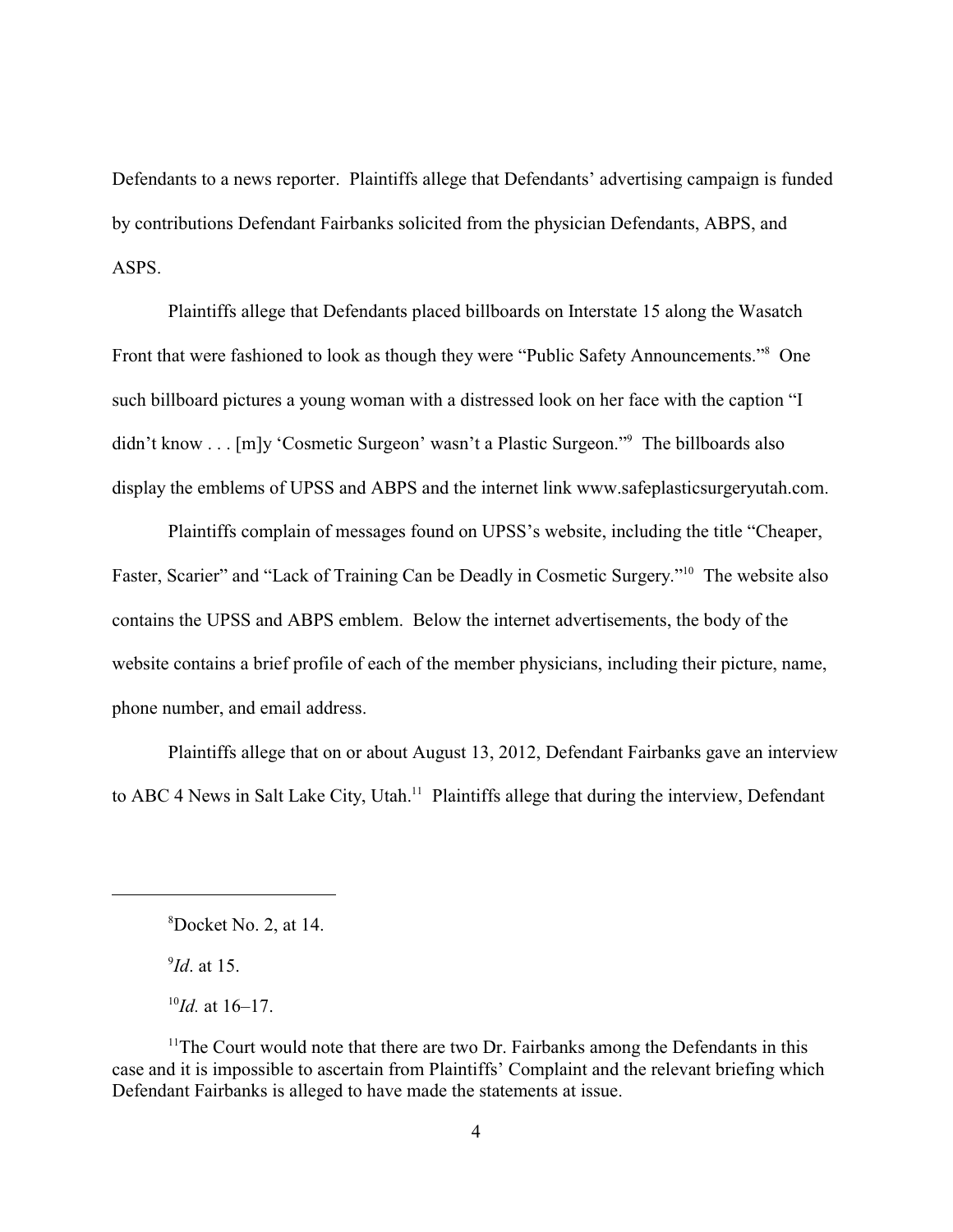Defendants to a news reporter. Plaintiffs allege that Defendants' advertising campaign is funded by contributions Defendant Fairbanks solicited from the physician Defendants, ABPS, and ASPS.

Plaintiffs allege that Defendants placed billboards on Interstate 15 along the Wasatch Front that were fashioned to look as though they were "Public Safety Announcements."[8] One such billboard pictures a young woman with a distressed look on her face with the caption "I didn't know . . . [m]y 'Cosmetic Surgeon' wasn't a Plastic Surgeon."[9] The billboards also display the emblems of UPSS and ABPS and the internet link www.safeplasticsurgeryutah.com.

Plaintiffs complain of messages found on UPSS's website, including the title "Cheaper, Faster, Scarier" and "Lack of Training Can be Deadly in Cosmetic Surgery."[10] The website also contains the UPSS and ABPS emblem. Below the internet advertisements, the body of the website contains a brief profile of each of the member physicians, including their picture, name, phone number, and email address.

Plaintiffs allege that on or about August 13, 2012, Defendant Fairbanks gave an interview to ABC 4 News in Salt Lake City, Utah.[11] Plaintiffs allege that during the interview, Defendant

---

[8]Docket No. 2, at 14.

[9]*Id*. at 15.

[10]*Id.* at 16–17.

[11]The Court would note that there are two Dr. Fairbanks among the Defendants in this case and it is impossible to ascertain from Plaintiffs' Complaint and the relevant briefing which Defendant Fairbanks is alleged to have made the statements at issue.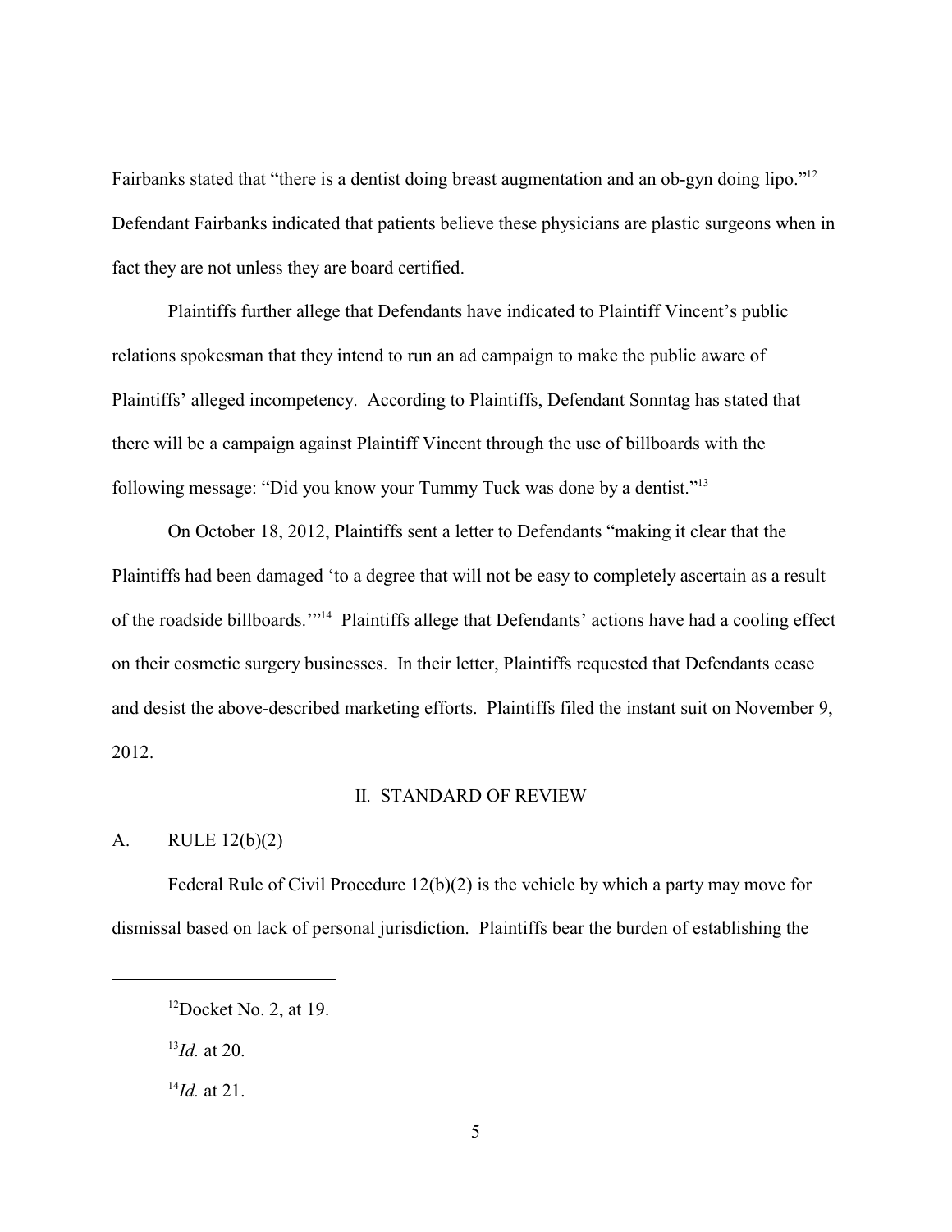Fairbanks stated that "there is a dentist doing breast augmentation and an ob-gyn doing lipo."[12] Defendant Fairbanks indicated that patients believe these physicians are plastic surgeons when in fact they are not unless they are board certified.

Plaintiffs further allege that Defendants have indicated to Plaintiff Vincent's public relations spokesman that they intend to run an ad campaign to make the public aware of Plaintiffs' alleged incompetency. According to Plaintiffs, Defendant Sonntag has stated that there will be a campaign against Plaintiff Vincent through the use of billboards with the following message: "Did you know your Tummy Tuck was done by a dentist."[13]

On October 18, 2012, Plaintiffs sent a letter to Defendants "making it clear that the Plaintiffs had been damaged 'to a degree that will not be easy to completely ascertain as a result of the roadside billboards.'"[14] Plaintiffs allege that Defendants' actions have had a cooling effect on their cosmetic surgery businesses. In their letter, Plaintiffs requested that Defendants cease and desist the above-described marketing efforts. Plaintiffs filed the instant suit on November 9, 2012.

## II. STANDARD OF REVIEW

### A. RULE 12(b)(2)

Federal Rule of Civil Procedure 12(b)(2) is the vehicle by which a party may move for dismissal based on lack of personal jurisdiction. Plaintiffs bear the burden of establishing the

---

[12] Docket No. 2, at 19.

[13] *Id.* at 20.

[14] *Id.* at 21.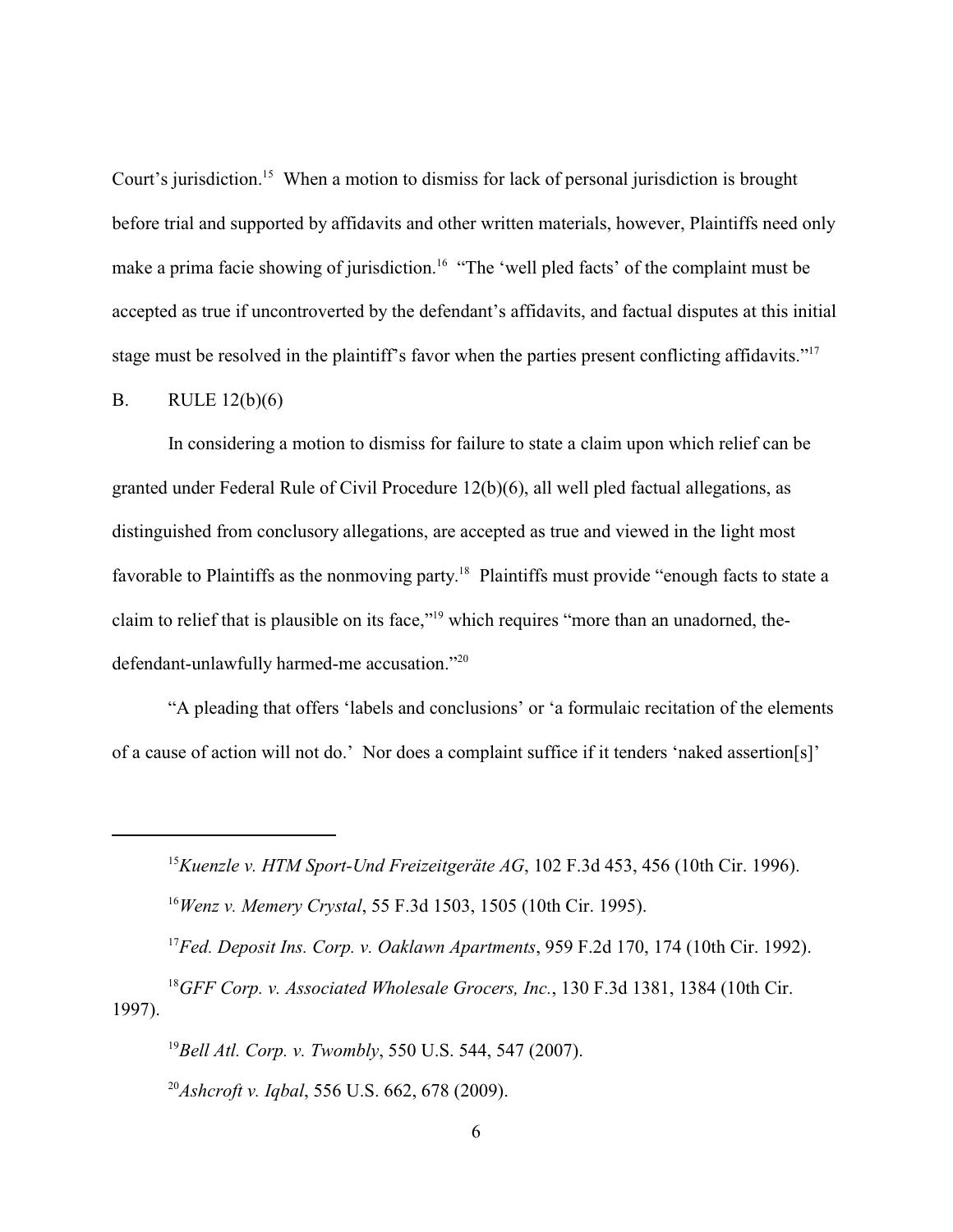Court's jurisdiction.[15] When a motion to dismiss for lack of personal jurisdiction is brought before trial and supported by affidavits and other written materials, however, Plaintiffs need only make a prima facie showing of jurisdiction.[16] "The 'well pled facts' of the complaint must be accepted as true if uncontroverted by the defendant's affidavits, and factual disputes at this initial stage must be resolved in the plaintiff's favor when the parties present conflicting affidavits."[17]

B. RULE 12(b)(6)

In considering a motion to dismiss for failure to state a claim upon which relief can be granted under Federal Rule of Civil Procedure 12(b)(6), all well pled factual allegations, as distinguished from conclusory allegations, are accepted as true and viewed in the light most favorable to Plaintiffs as the nonmoving party.[18] Plaintiffs must provide "enough facts to state a claim to relief that is plausible on its face,"[19] which requires "more than an unadorned, the-defendant-unlawfully harmed-me accusation."[20]

"A pleading that offers 'labels and conclusions' or 'a formulaic recitation of the elements of a cause of action will not do.' Nor does a complaint suffice if it tenders 'naked assertion[s]'

---

[15] *Kuenzle v. HTM Sport-Und Freizeitgeräte AG*, 102 F.3d 453, 456 (10th Cir. 1996).

[16] *Wenz v. Memery Crystal*, 55 F.3d 1503, 1505 (10th Cir. 1995).

[17] *Fed. Deposit Ins. Corp. v. Oaklawn Apartments*, 959 F.2d 170, 174 (10th Cir. 1992).

[18] *GFF Corp. v. Associated Wholesale Grocers, Inc.*, 130 F.3d 1381, 1384 (10th Cir. 1997).

[19] *Bell Atl. Corp. v. Twombly*, 550 U.S. 544, 547 (2007).

[20] *Ashcroft v. Iqbal*, 556 U.S. 662, 678 (2009).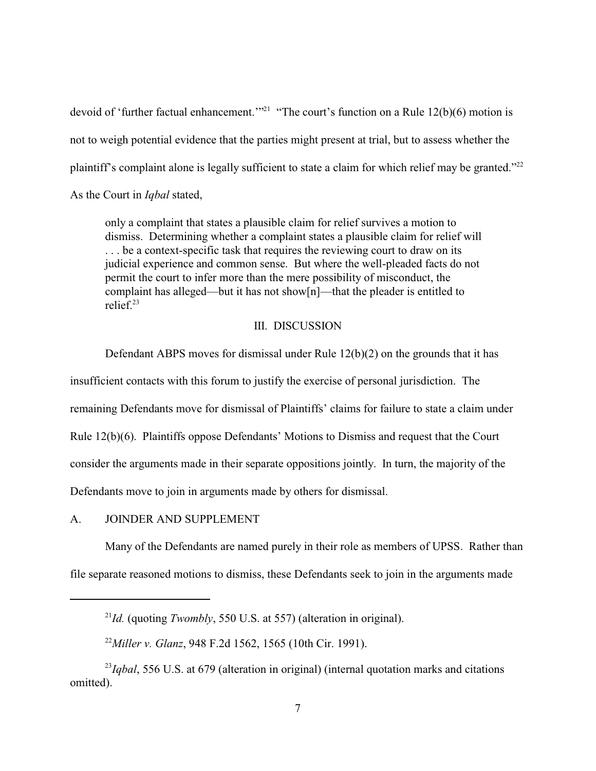devoid of 'further factual enhancement.'"[21] "The court's function on a Rule 12(b)(6) motion is not to weigh potential evidence that the parties might present at trial, but to assess whether the plaintiff's complaint alone is legally sufficient to state a claim for which relief may be granted."[22] As the Court in *Iqbal* stated,

> only a complaint that states a plausible claim for relief survives a motion to dismiss. Determining whether a complaint states a plausible claim for relief will . . . be a context-specific task that requires the reviewing court to draw on its judicial experience and common sense. But where the well-pleaded facts do not permit the court to infer more than the mere possibility of misconduct, the complaint has alleged—but it has not show[n]—that the pleader is entitled to relief.[23]

## III. DISCUSSION

Defendant ABPS moves for dismissal under Rule 12(b)(2) on the grounds that it has insufficient contacts with this forum to justify the exercise of personal jurisdiction. The remaining Defendants move for dismissal of Plaintiffs' claims for failure to state a claim under Rule 12(b)(6). Plaintiffs oppose Defendants' Motions to Dismiss and request that the Court consider the arguments made in their separate oppositions jointly. In turn, the majority of the Defendants move to join in arguments made by others for dismissal.

### A. JOINDER AND SUPPLEMENT

Many of the Defendants are named purely in their role as members of UPSS. Rather than file separate reasoned motions to dismiss, these Defendants seek to join in the arguments made

---

[21] *Id.* (quoting *Twombly*, 550 U.S. at 557) (alteration in original).

[22] *Miller v. Glanz*, 948 F.2d 1562, 1565 (10th Cir. 1991).

[23] *Iqbal*, 556 U.S. at 679 (alteration in original) (internal quotation marks and citations omitted).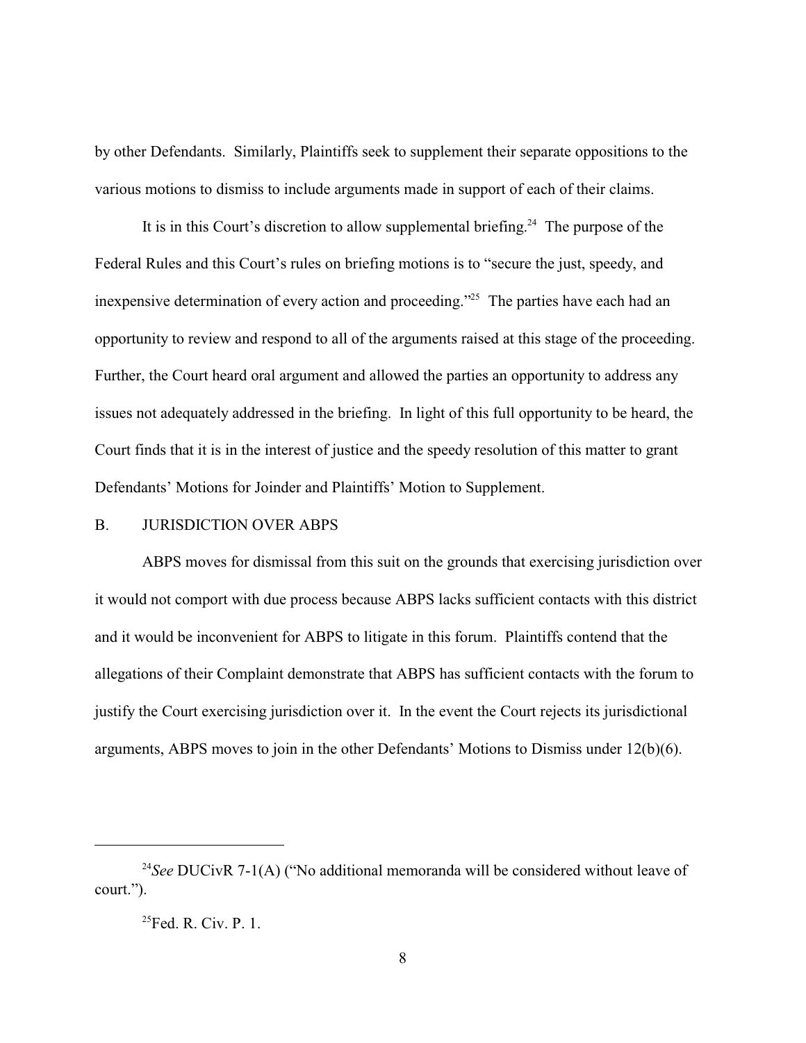by other Defendants. Similarly, Plaintiffs seek to supplement their separate oppositions to the various motions to dismiss to include arguments made in support of each of their claims.

It is in this Court's discretion to allow supplemental briefing.[24] The purpose of the Federal Rules and this Court's rules on briefing motions is to "secure the just, speedy, and inexpensive determination of every action and proceeding."[25] The parties have each had an opportunity to review and respond to all of the arguments raised at this stage of the proceeding. Further, the Court heard oral argument and allowed the parties an opportunity to address any issues not adequately addressed in the briefing. In light of this full opportunity to be heard, the Court finds that it is in the interest of justice and the speedy resolution of this matter to grant Defendants' Motions for Joinder and Plaintiffs' Motion to Supplement.

## B. JURISDICTION OVER ABPS

ABPS moves for dismissal from this suit on the grounds that exercising jurisdiction over it would not comport with due process because ABPS lacks sufficient contacts with this district and it would be inconvenient for ABPS to litigate in this forum. Plaintiffs contend that the allegations of their Complaint demonstrate that ABPS has sufficient contacts with the forum to justify the Court exercising jurisdiction over it. In the event the Court rejects its jurisdictional arguments, ABPS moves to join in the other Defendants' Motions to Dismiss under 12(b)(6).

---

[24] *See* DUCivR 7-1(A) ("No additional memoranda will be considered without leave of court.").

[25] Fed. R. Civ. P. 1.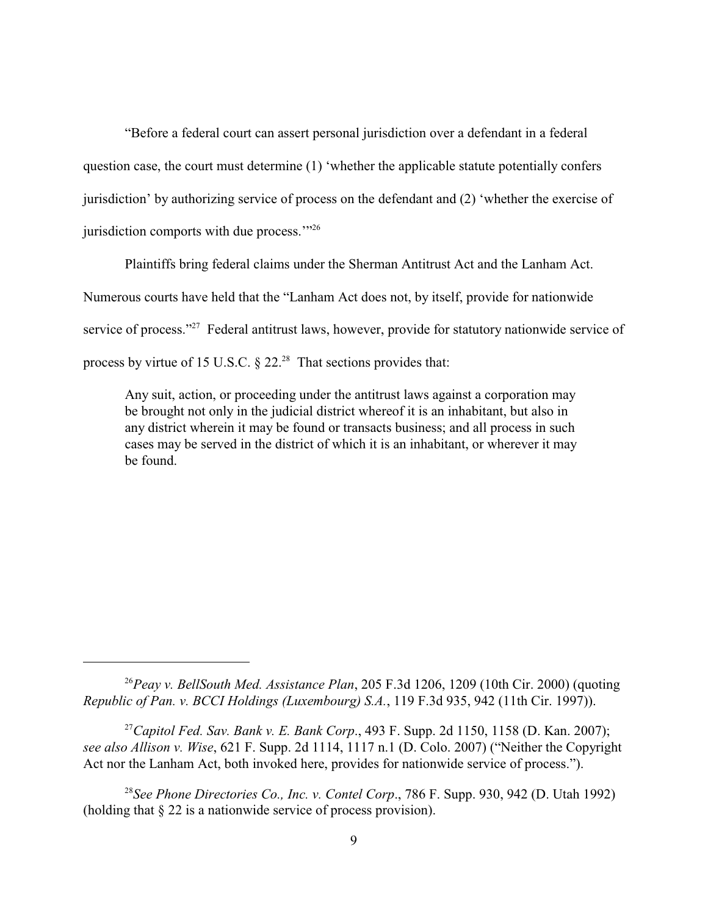"Before a federal court can assert personal jurisdiction over a defendant in a federal question case, the court must determine (1) 'whether the applicable statute potentially confers jurisdiction' by authorizing service of process on the defendant and (2) 'whether the exercise of jurisdiction comports with due process.'"[26]

Plaintiffs bring federal claims under the Sherman Antitrust Act and the Lanham Act. Numerous courts have held that the "Lanham Act does not, by itself, provide for nationwide service of process."[27] Federal antitrust laws, however, provide for statutory nationwide service of process by virtue of 15 U.S.C. § 22.[28] That sections provides that:

> Any suit, action, or proceeding under the antitrust laws against a corporation may be brought not only in the judicial district whereof it is an inhabitant, but also in any district wherein it may be found or transacts business; and all process in such cases may be served in the district of which it is an inhabitant, or wherever it may be found.

---

[26] *Peay v. BellSouth Med. Assistance Plan*, 205 F.3d 1206, 1209 (10th Cir. 2000) (quoting *Republic of Pan. v. BCCI Holdings (Luxembourg) S.A.*, 119 F.3d 935, 942 (11th Cir. 1997)).

[27] *Capitol Fed. Sav. Bank v. E. Bank Corp*., 493 F. Supp. 2d 1150, 1158 (D. Kan. 2007); *see also Allison v. Wise*, 621 F. Supp. 2d 1114, 1117 n.1 (D. Colo. 2007) ("Neither the Copyright Act nor the Lanham Act, both invoked here, provides for nationwide service of process.").

[28] *See Phone Directories Co., Inc. v. Contel Corp*., 786 F. Supp. 930, 942 (D. Utah 1992) (holding that § 22 is a nationwide service of process provision).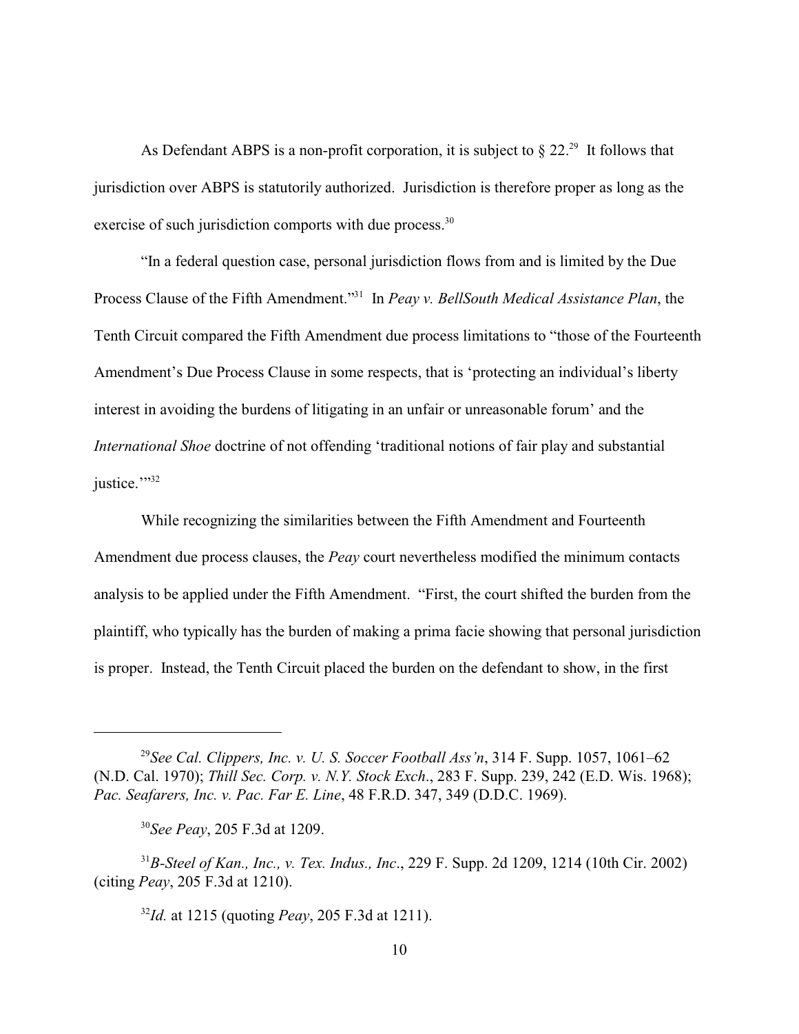As Defendant ABPS is a non-profit corporation, it is subject to § 22.[29] It follows that jurisdiction over ABPS is statutorily authorized. Jurisdiction is therefore proper as long as the exercise of such jurisdiction comports with due process.[30]

"In a federal question case, personal jurisdiction flows from and is limited by the Due Process Clause of the Fifth Amendment."[31] In *Peay v. BellSouth Medical Assistance Plan*, the Tenth Circuit compared the Fifth Amendment due process limitations to "those of the Fourteenth Amendment's Due Process Clause in some respects, that is 'protecting an individual's liberty interest in avoiding the burdens of litigating in an unfair or unreasonable forum' and the *International Shoe* doctrine of not offending 'traditional notions of fair play and substantial justice.'"[32]

While recognizing the similarities between the Fifth Amendment and Fourteenth Amendment due process clauses, the *Peay* court nevertheless modified the minimum contacts analysis to be applied under the Fifth Amendment. "First, the court shifted the burden from the plaintiff, who typically has the burden of making a prima facie showing that personal jurisdiction is proper. Instead, the Tenth Circuit placed the burden on the defendant to show, in the first

---

[29] *See Cal. Clippers, Inc. v. U. S. Soccer Football Ass'n*, 314 F. Supp. 1057, 1061–62 (N.D. Cal. 1970); *Thill Sec. Corp. v. N.Y. Stock Exch*., 283 F. Supp. 239, 242 (E.D. Wis. 1968); *Pac. Seafarers, Inc. v. Pac. Far E. Line*, 48 F.R.D. 347, 349 (D.D.C. 1969).

[30] *See Peay*, 205 F.3d at 1209.

[31] *B-Steel of Kan., Inc., v. Tex. Indus., Inc*., 229 F. Supp. 2d 1209, 1214 (10th Cir. 2002) (citing *Peay*, 205 F.3d at 1210).

[32] *Id.* at 1215 (quoting *Peay*, 205 F.3d at 1211).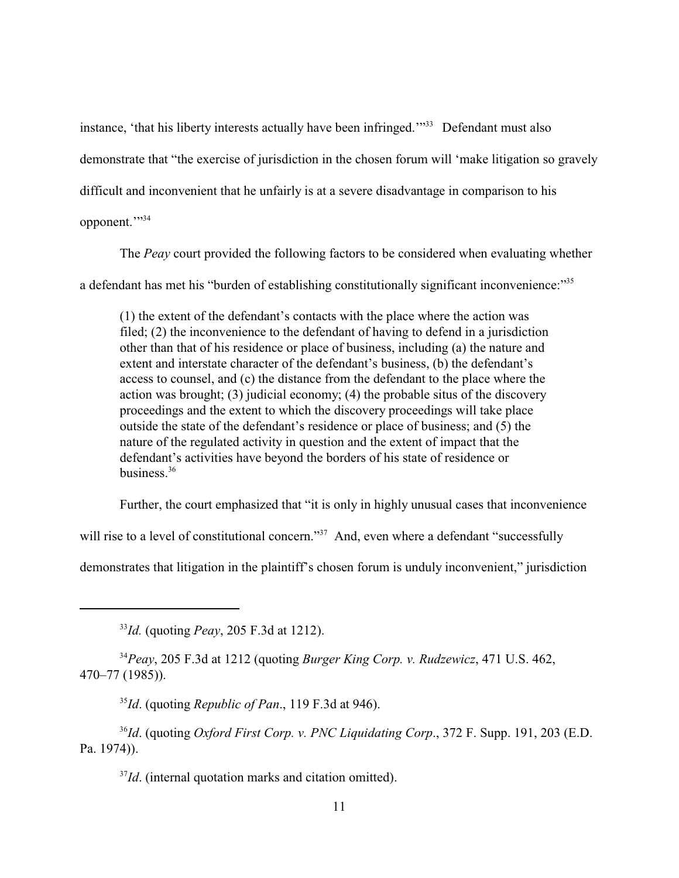instance, 'that his liberty interests actually have been infringed.'"[33] Defendant must also demonstrate that "the exercise of jurisdiction in the chosen forum will 'make litigation so gravely difficult and inconvenient that he unfairly is at a severe disadvantage in comparison to his opponent.'"[34]

The *Peay* court provided the following factors to be considered when evaluating whether a defendant has met his "burden of establishing constitutionally significant inconvenience:"[35]

> (1) the extent of the defendant's contacts with the place where the action was filed; (2) the inconvenience to the defendant of having to defend in a jurisdiction other than that of his residence or place of business, including (a) the nature and extent and interstate character of the defendant's business, (b) the defendant's access to counsel, and (c) the distance from the defendant to the place where the action was brought; (3) judicial economy; (4) the probable situs of the discovery proceedings and the extent to which the discovery proceedings will take place outside the state of the defendant's residence or place of business; and (5) the nature of the regulated activity in question and the extent of impact that the defendant's activities have beyond the borders of his state of residence or business.[36]

Further, the court emphasized that "it is only in highly unusual cases that inconvenience will rise to a level of constitutional concern."[37] And, even where a defendant "successfully demonstrates that litigation in the plaintiff's chosen forum is unduly inconvenient," jurisdiction

---

[33]*Id.* (quoting *Peay*, 205 F.3d at 1212).

[34]*Peay*, 205 F.3d at 1212 (quoting *Burger King Corp. v. Rudzewicz*, 471 U.S. 462, 470–77 (1985)).

[35]*Id*. (quoting *Republic of Pan*., 119 F.3d at 946).

[36]*Id*. (quoting *Oxford First Corp. v. PNC Liquidating Corp*., 372 F. Supp. 191, 203 (E.D. Pa. 1974)).

[37]*Id*. (internal quotation marks and citation omitted).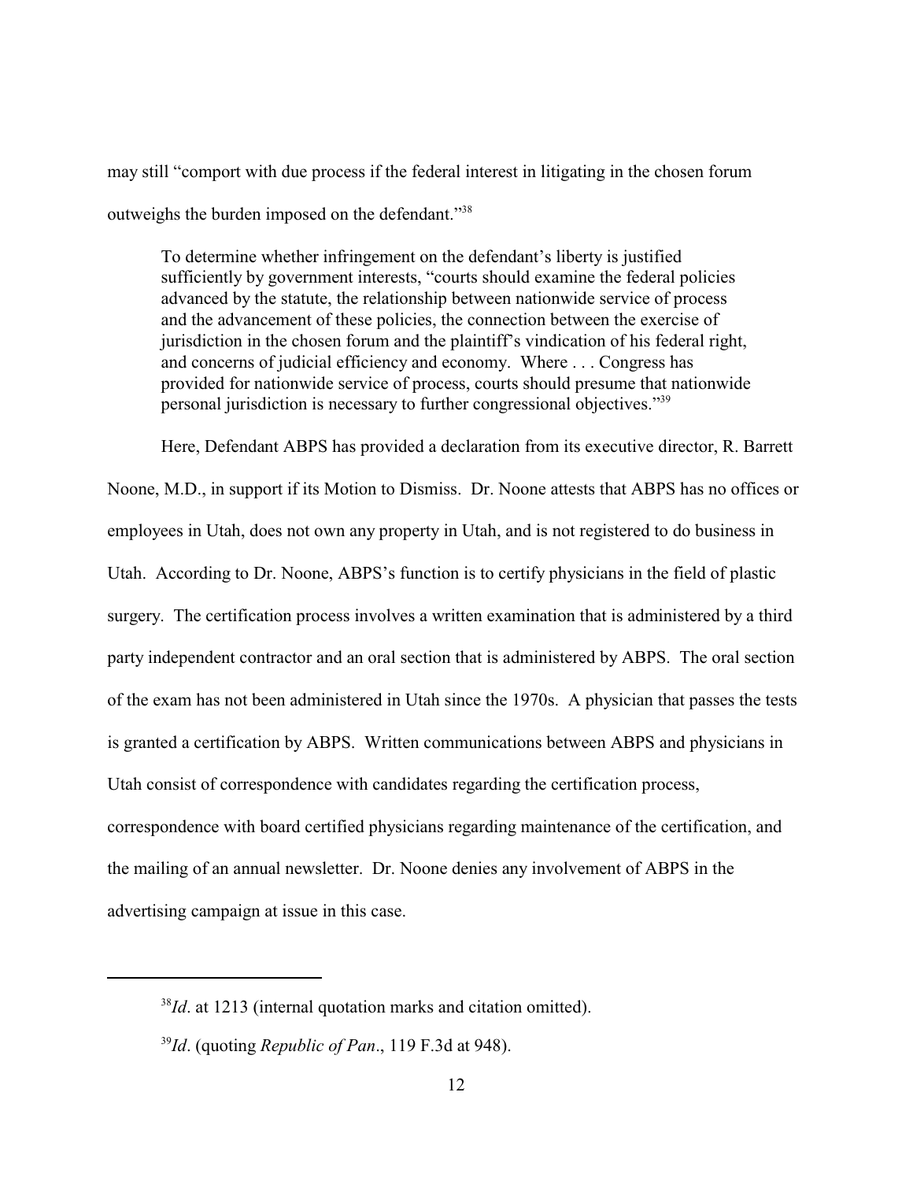may still "comport with due process if the federal interest in litigating in the chosen forum outweighs the burden imposed on the defendant."[38]

> To determine whether infringement on the defendant's liberty is justified sufficiently by government interests, "courts should examine the federal policies advanced by the statute, the relationship between nationwide service of process and the advancement of these policies, the connection between the exercise of jurisdiction in the chosen forum and the plaintiff's vindication of his federal right, and concerns of judicial efficiency and economy. Where . . . Congress has provided for nationwide service of process, courts should presume that nationwide personal jurisdiction is necessary to further congressional objectives."[39]

Here, Defendant ABPS has provided a declaration from its executive director, R. Barrett Noone, M.D., in support if its Motion to Dismiss. Dr. Noone attests that ABPS has no offices or employees in Utah, does not own any property in Utah, and is not registered to do business in Utah. According to Dr. Noone, ABPS's function is to certify physicians in the field of plastic surgery. The certification process involves a written examination that is administered by a third party independent contractor and an oral section that is administered by ABPS. The oral section of the exam has not been administered in Utah since the 1970s. A physician that passes the tests is granted a certification by ABPS. Written communications between ABPS and physicians in Utah consist of correspondence with candidates regarding the certification process, correspondence with board certified physicians regarding maintenance of the certification, and the mailing of an annual newsletter. Dr. Noone denies any involvement of ABPS in the advertising campaign at issue in this case.

---

[38] *Id*. at 1213 (internal quotation marks and citation omitted).

[39] *Id*. (quoting *Republic of Pan*., 119 F.3d at 948).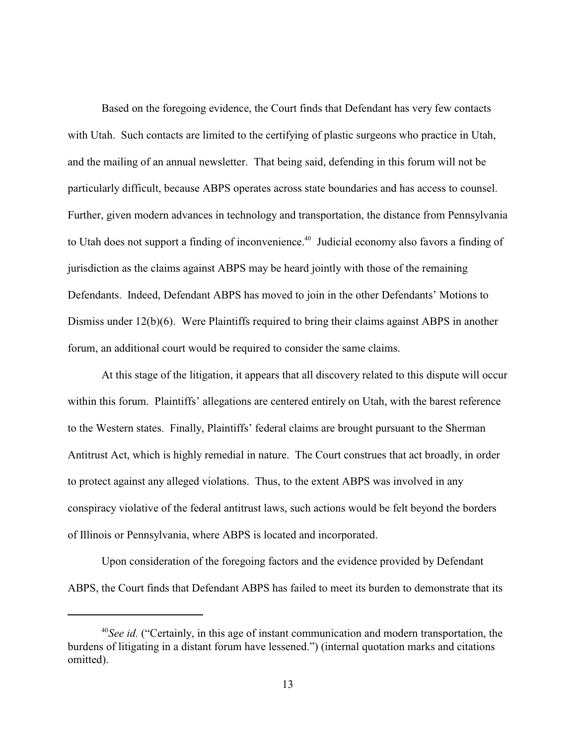Based on the foregoing evidence, the Court finds that Defendant has very few contacts with Utah. Such contacts are limited to the certifying of plastic surgeons who practice in Utah, and the mailing of an annual newsletter. That being said, defending in this forum will not be particularly difficult, because ABPS operates across state boundaries and has access to counsel. Further, given modern advances in technology and transportation, the distance from Pennsylvania to Utah does not support a finding of inconvenience.[40] Judicial economy also favors a finding of jurisdiction as the claims against ABPS may be heard jointly with those of the remaining Defendants. Indeed, Defendant ABPS has moved to join in the other Defendants' Motions to Dismiss under 12(b)(6). Were Plaintiffs required to bring their claims against ABPS in another forum, an additional court would be required to consider the same claims.

At this stage of the litigation, it appears that all discovery related to this dispute will occur within this forum. Plaintiffs' allegations are centered entirely on Utah, with the barest reference to the Western states. Finally, Plaintiffs' federal claims are brought pursuant to the Sherman Antitrust Act, which is highly remedial in nature. The Court construes that act broadly, in order to protect against any alleged violations. Thus, to the extent ABPS was involved in any conspiracy violative of the federal antitrust laws, such actions would be felt beyond the borders of Illinois or Pennsylvania, where ABPS is located and incorporated.

Upon consideration of the foregoing factors and the evidence provided by Defendant ABPS, the Court finds that Defendant ABPS has failed to meet its burden to demonstrate that its

---

[40] *See id.* ("Certainly, in this age of instant communication and modern transportation, the burdens of litigating in a distant forum have lessened.") (internal quotation marks and citations omitted).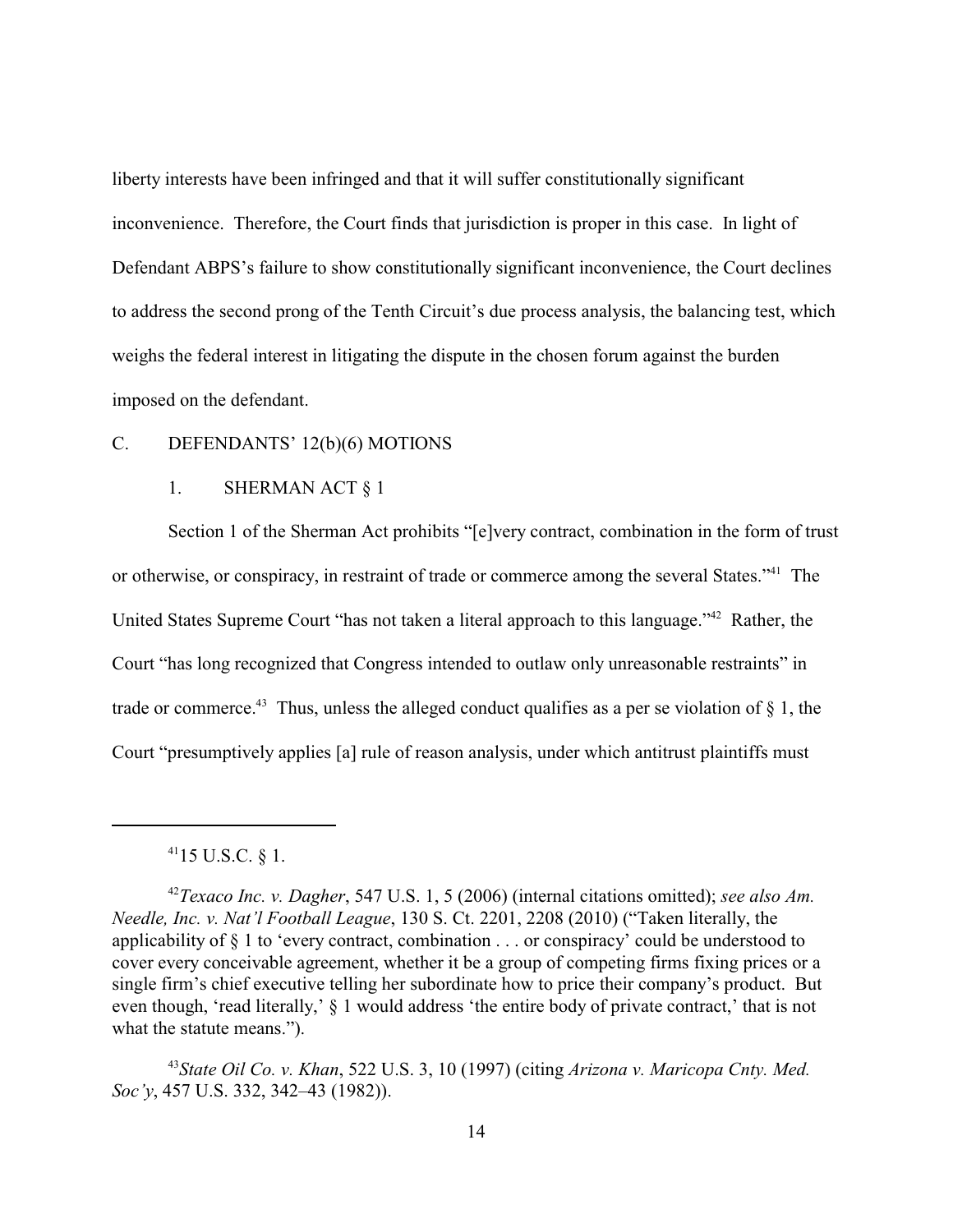liberty interests have been infringed and that it will suffer constitutionally significant inconvenience. Therefore, the Court finds that jurisdiction is proper in this case. In light of Defendant ABPS's failure to show constitutionally significant inconvenience, the Court declines to address the second prong of the Tenth Circuit's due process analysis, the balancing test, which weighs the federal interest in litigating the dispute in the chosen forum against the burden imposed on the defendant.

### C. DEFENDANTS' 12(b)(6) MOTIONS

#### 1. SHERMAN ACT § 1

Section 1 of the Sherman Act prohibits "[e]very contract, combination in the form of trust or otherwise, or conspiracy, in restraint of trade or commerce among the several States."[41] The United States Supreme Court "has not taken a literal approach to this language."[42] Rather, the Court "has long recognized that Congress intended to outlaw only unreasonable restraints" in trade or commerce.[43] Thus, unless the alleged conduct qualifies as a per se violation of § 1, the Court "presumptively applies [a] rule of reason analysis, under which antitrust plaintiffs must

---

[41] 15 U.S.C. § 1.

[42] *Texaco Inc. v. Dagher*, 547 U.S. 1, 5 (2006) (internal citations omitted); *see also Am. Needle, Inc. v. Nat'l Football League*, 130 S. Ct. 2201, 2208 (2010) ("Taken literally, the applicability of § 1 to 'every contract, combination . . . or conspiracy' could be understood to cover every conceivable agreement, whether it be a group of competing firms fixing prices or a single firm's chief executive telling her subordinate how to price their company's product. But even though, 'read literally,' § 1 would address 'the entire body of private contract,' that is not what the statute means.").

[43] *State Oil Co. v. Khan*, 522 U.S. 3, 10 (1997) (citing *Arizona v. Maricopa Cnty. Med. Soc'y*, 457 U.S. 332, 342–43 (1982)).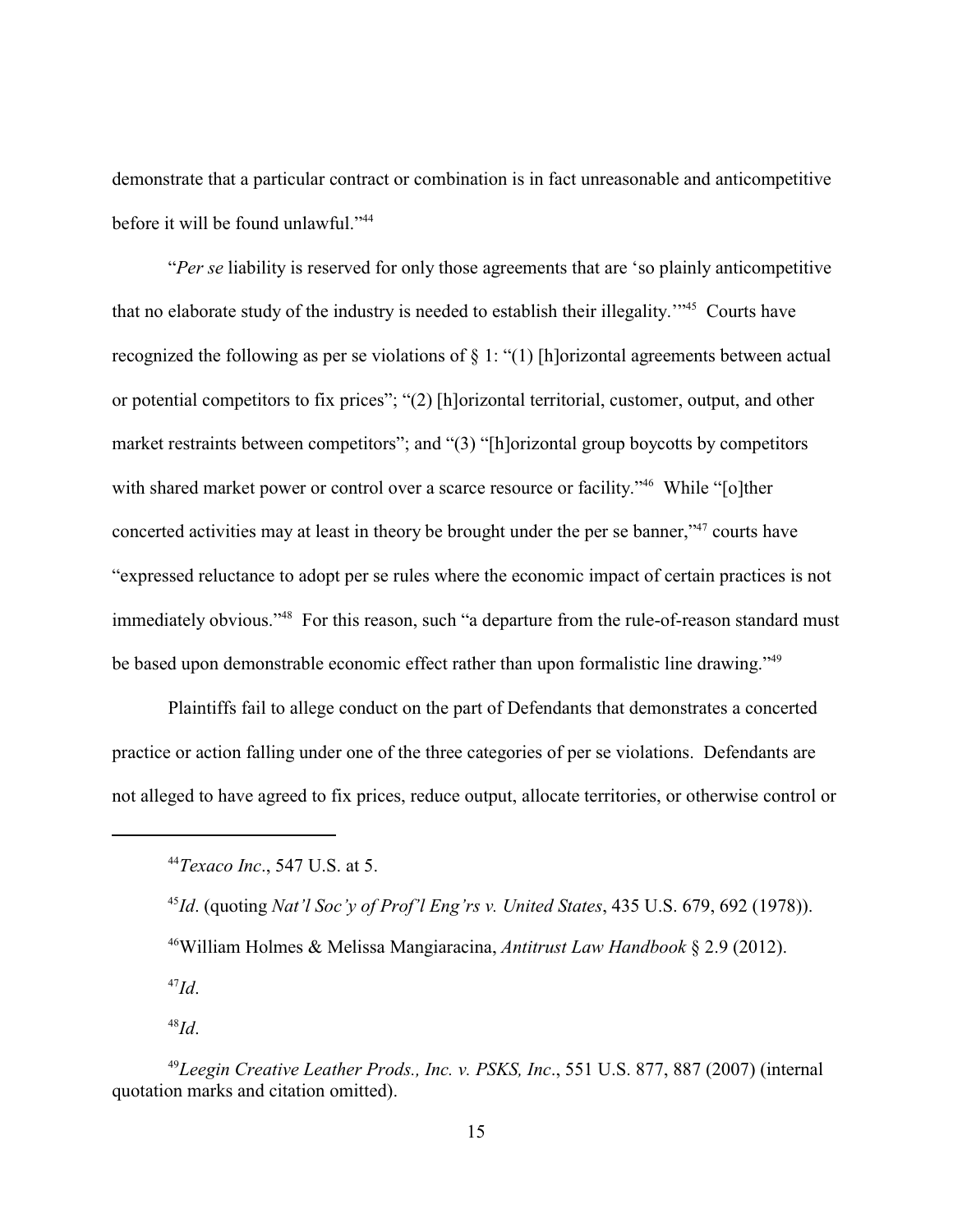demonstrate that a particular contract or combination is in fact unreasonable and anticompetitive before it will be found unlawful."[44]

"*Per se* liability is reserved for only those agreements that are 'so plainly anticompetitive that no elaborate study of the industry is needed to establish their illegality.'"[45] Courts have recognized the following as per se violations of § 1: "(1) [h]orizontal agreements between actual or potential competitors to fix prices"; "(2) [h]orizontal territorial, customer, output, and other market restraints between competitors"; and "(3) "[h]orizontal group boycotts by competitors with shared market power or control over a scarce resource or facility."[46] While "[o]ther concerted activities may at least in theory be brought under the per se banner,"[47] courts have "expressed reluctance to adopt per se rules where the economic impact of certain practices is not immediately obvious."[48] For this reason, such "a departure from the rule-of-reason standard must be based upon demonstrable economic effect rather than upon formalistic line drawing."[49]

Plaintiffs fail to allege conduct on the part of Defendants that demonstrates a concerted practice or action falling under one of the three categories of per se violations. Defendants are not alleged to have agreed to fix prices, reduce output, allocate territories, or otherwise control or

---

[44] *Texaco Inc*., 547 U.S. at 5.

[45] *Id*. (quoting *Nat'l Soc'y of Prof'l Eng'rs v. United States*, 435 U.S. 679, 692 (1978)).

[46] William Holmes & Melissa Mangiaracina, *Antitrust Law Handbook* § 2.9 (2012).

[47] *Id*.

[48] *Id*.

[49] *Leegin Creative Leather Prods., Inc. v. PSKS, Inc*., 551 U.S. 877, 887 (2007) (internal quotation marks and citation omitted).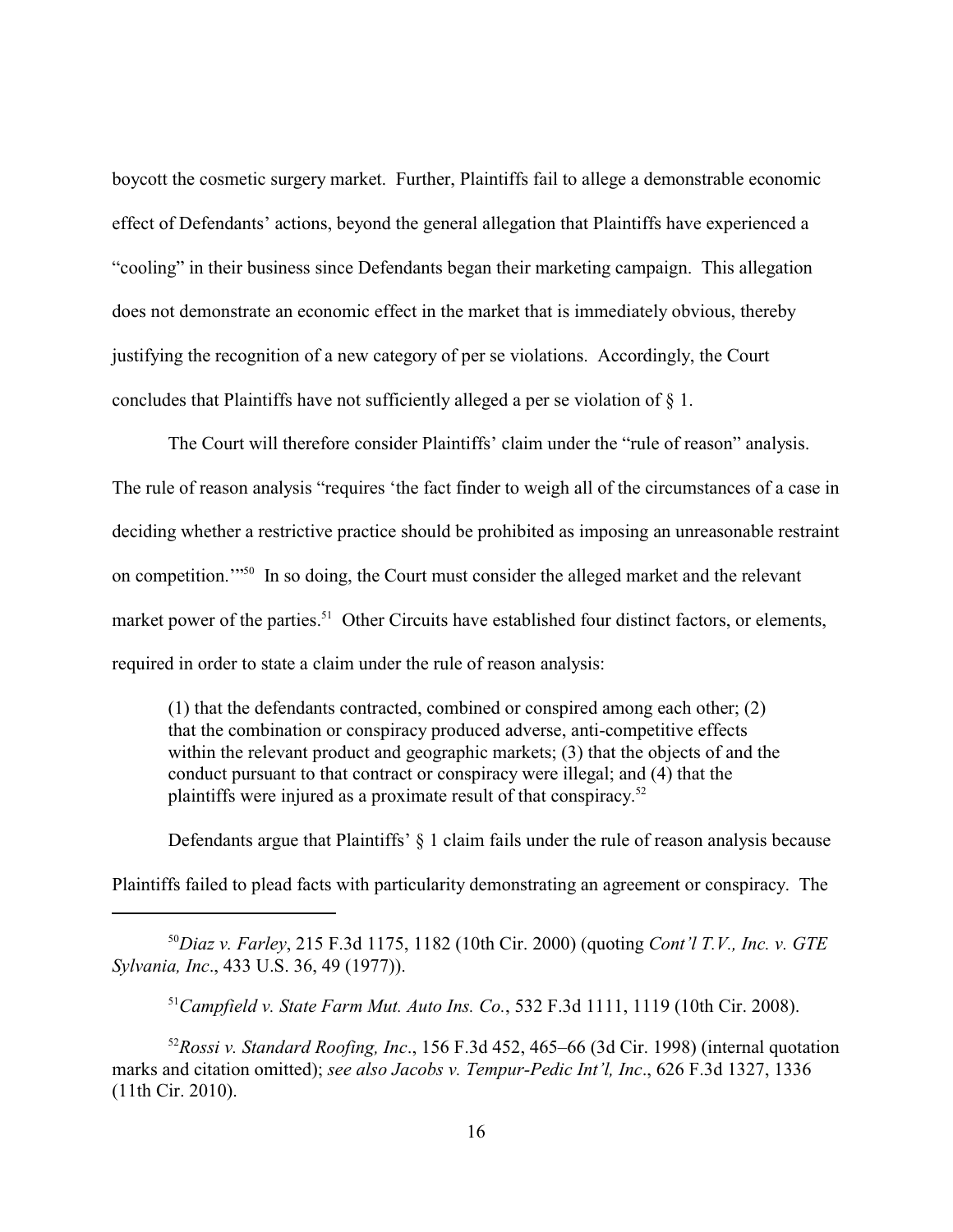boycott the cosmetic surgery market. Further, Plaintiffs fail to allege a demonstrable economic effect of Defendants' actions, beyond the general allegation that Plaintiffs have experienced a "cooling" in their business since Defendants began their marketing campaign. This allegation does not demonstrate an economic effect in the market that is immediately obvious, thereby justifying the recognition of a new category of per se violations. Accordingly, the Court concludes that Plaintiffs have not sufficiently alleged a per se violation of § 1.

The Court will therefore consider Plaintiffs' claim under the "rule of reason" analysis. The rule of reason analysis "requires 'the fact finder to weigh all of the circumstances of a case in deciding whether a restrictive practice should be prohibited as imposing an unreasonable restraint on competition.'"[50] In so doing, the Court must consider the alleged market and the relevant market power of the parties.[51] Other Circuits have established four distinct factors, or elements, required in order to state a claim under the rule of reason analysis:

> (1) that the defendants contracted, combined or conspired among each other; (2) that the combination or conspiracy produced adverse, anti-competitive effects within the relevant product and geographic markets; (3) that the objects of and the conduct pursuant to that contract or conspiracy were illegal; and (4) that the plaintiffs were injured as a proximate result of that conspiracy.[52]

Defendants argue that Plaintiffs' § 1 claim fails under the rule of reason analysis because Plaintiffs failed to plead facts with particularity demonstrating an agreement or conspiracy. The

---

[50] *Diaz v. Farley*, 215 F.3d 1175, 1182 (10th Cir. 2000) (quoting *Cont'l T.V., Inc. v. GTE Sylvania, Inc*., 433 U.S. 36, 49 (1977)).

[51] *Campfield v. State Farm Mut. Auto Ins. Co.*, 532 F.3d 1111, 1119 (10th Cir. 2008).

[52] *Rossi v. Standard Roofing, Inc*., 156 F.3d 452, 465–66 (3d Cir. 1998) (internal quotation marks and citation omitted); *see also Jacobs v. Tempur-Pedic Int'l, Inc*., 626 F.3d 1327, 1336 (11th Cir. 2010).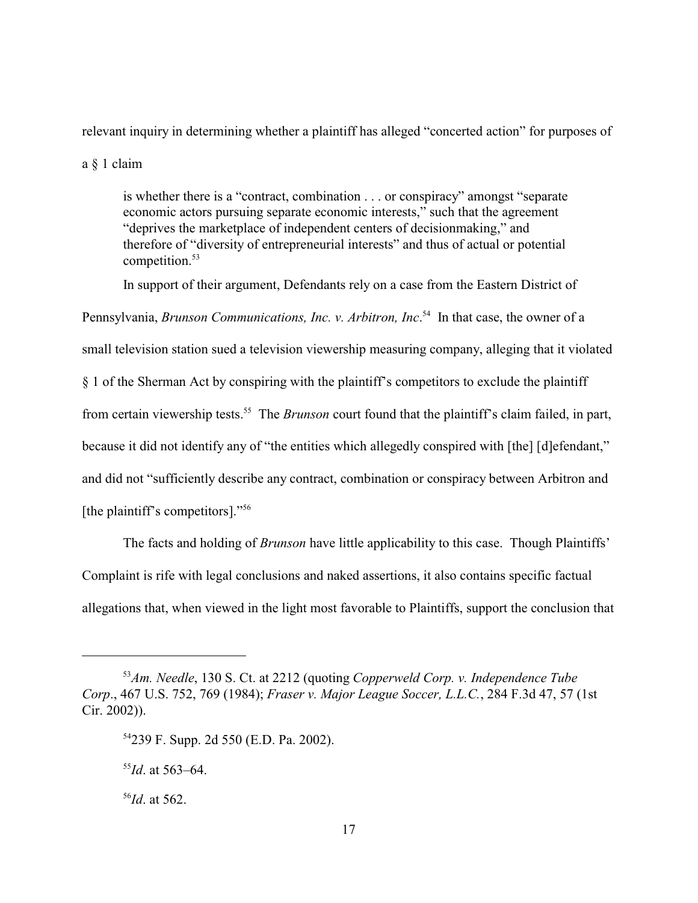relevant inquiry in determining whether a plaintiff has alleged "concerted action" for purposes of a § 1 claim

> is whether there is a "contract, combination . . . or conspiracy" amongst "separate economic actors pursuing separate economic interests," such that the agreement "deprives the marketplace of independent centers of decisionmaking," and therefore of "diversity of entrepreneurial interests" and thus of actual or potential competition.[53]

In support of their argument, Defendants rely on a case from the Eastern District of Pennsylvania, *Brunson Communications, Inc. v. Arbitron, Inc*.[54] In that case, the owner of a small television station sued a television viewership measuring company, alleging that it violated § 1 of the Sherman Act by conspiring with the plaintiff's competitors to exclude the plaintiff from certain viewership tests.[55] The *Brunson* court found that the plaintiff's claim failed, in part, because it did not identify any of "the entities which allegedly conspired with [the] [d]efendant," and did not "sufficiently describe any contract, combination or conspiracy between Arbitron and [the plaintiff's competitors]."[56]

The facts and holding of *Brunson* have little applicability to this case. Though Plaintiffs' Complaint is rife with legal conclusions and naked assertions, it also contains specific factual allegations that, when viewed in the light most favorable to Plaintiffs, support the conclusion that

---

[53] *Am. Needle*, 130 S. Ct. at 2212 (quoting *Copperweld Corp. v. Independence Tube Corp*., 467 U.S. 752, 769 (1984); *Fraser v. Major League Soccer, L.L.C.*, 284 F.3d 47, 57 (1st Cir. 2002)).

[54] 239 F. Supp. 2d 550 (E.D. Pa. 2002).

[55] *Id*. at 563–64.

[56] *Id*. at 562.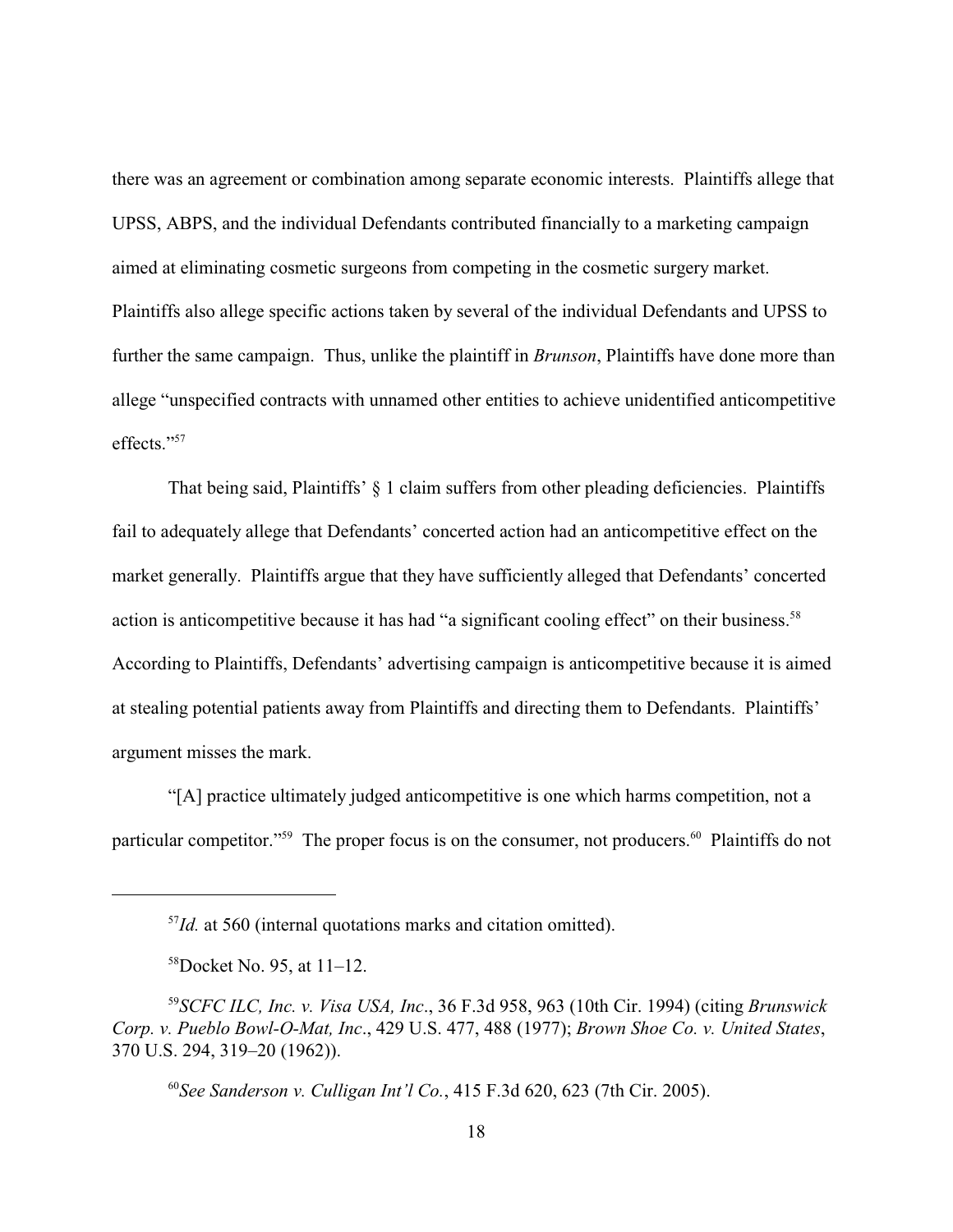there was an agreement or combination among separate economic interests. Plaintiffs allege that UPSS, ABPS, and the individual Defendants contributed financially to a marketing campaign aimed at eliminating cosmetic surgeons from competing in the cosmetic surgery market. Plaintiffs also allege specific actions taken by several of the individual Defendants and UPSS to further the same campaign. Thus, unlike the plaintiff in *Brunson*, Plaintiffs have done more than allege "unspecified contracts with unnamed other entities to achieve unidentified anticompetitive effects."[57]

That being said, Plaintiffs' § 1 claim suffers from other pleading deficiencies. Plaintiffs fail to adequately allege that Defendants' concerted action had an anticompetitive effect on the market generally. Plaintiffs argue that they have sufficiently alleged that Defendants' concerted action is anticompetitive because it has had "a significant cooling effect" on their business.[58] According to Plaintiffs, Defendants' advertising campaign is anticompetitive because it is aimed at stealing potential patients away from Plaintiffs and directing them to Defendants. Plaintiffs' argument misses the mark.

"[A] practice ultimately judged anticompetitive is one which harms competition, not a particular competitor."[59] The proper focus is on the consumer, not producers.[60] Plaintiffs do not

---

[57] *Id.* at 560 (internal quotations marks and citation omitted).

[58] Docket No. 95, at 11–12.

[59] *SCFC ILC, Inc. v. Visa USA, Inc*., 36 F.3d 958, 963 (10th Cir. 1994) (citing *Brunswick Corp. v. Pueblo Bowl-O-Mat, Inc*., 429 U.S. 477, 488 (1977); *Brown Shoe Co. v. United States*, 370 U.S. 294, 319–20 (1962)).

[60] *See Sanderson v. Culligan Int'l Co.*, 415 F.3d 620, 623 (7th Cir. 2005).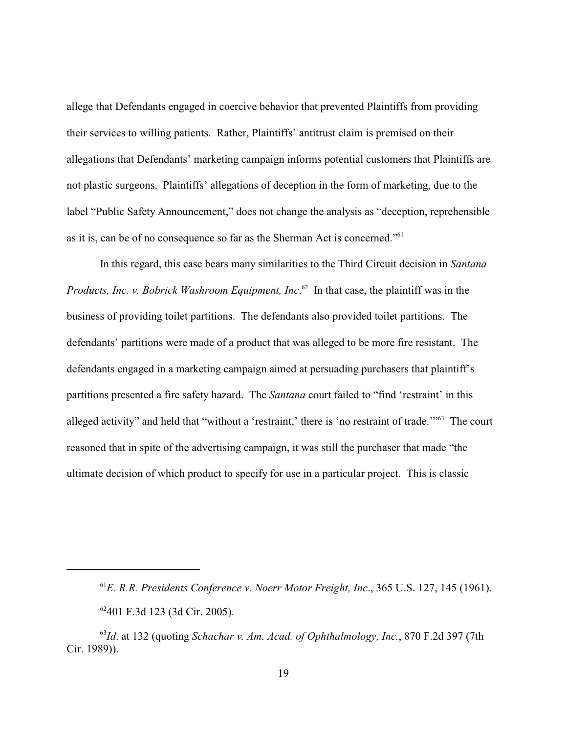allege that Defendants engaged in coercive behavior that prevented Plaintiffs from providing their services to willing patients. Rather, Plaintiffs' antitrust claim is premised on their allegations that Defendants' marketing campaign informs potential customers that Plaintiffs are not plastic surgeons. Plaintiffs' allegations of deception in the form of marketing, due to the label "Public Safety Announcement," does not change the analysis as "deception, reprehensible as it is, can be of no consequence so far as the Sherman Act is concerned."[61]

In this regard, this case bears many similarities to the Third Circuit decision in *Santana Products, Inc. v. Bobrick Washroom Equipment, Inc*.[62] In that case, the plaintiff was in the business of providing toilet partitions. The defendants also provided toilet partitions. The defendants' partitions were made of a product that was alleged to be more fire resistant. The defendants engaged in a marketing campaign aimed at persuading purchasers that plaintiff's partitions presented a fire safety hazard. The *Santana* court failed to "find 'restraint' in this alleged activity" and held that "without a 'restraint,' there is 'no restraint of trade.'"[63] The court reasoned that in spite of the advertising campaign, it was still the purchaser that made "the ultimate decision of which product to specify for use in a particular project. This is classic

---

[61] *E. R.R. Presidents Conference v. Noerr Motor Freight, Inc*., 365 U.S. 127, 145 (1961).

[62] 401 F.3d 123 (3d Cir. 2005).

[63] *Id*. at 132 (quoting *Schachar v. Am. Acad. of Ophthalmology, Inc.*, 870 F.2d 397 (7th Cir. 1989)).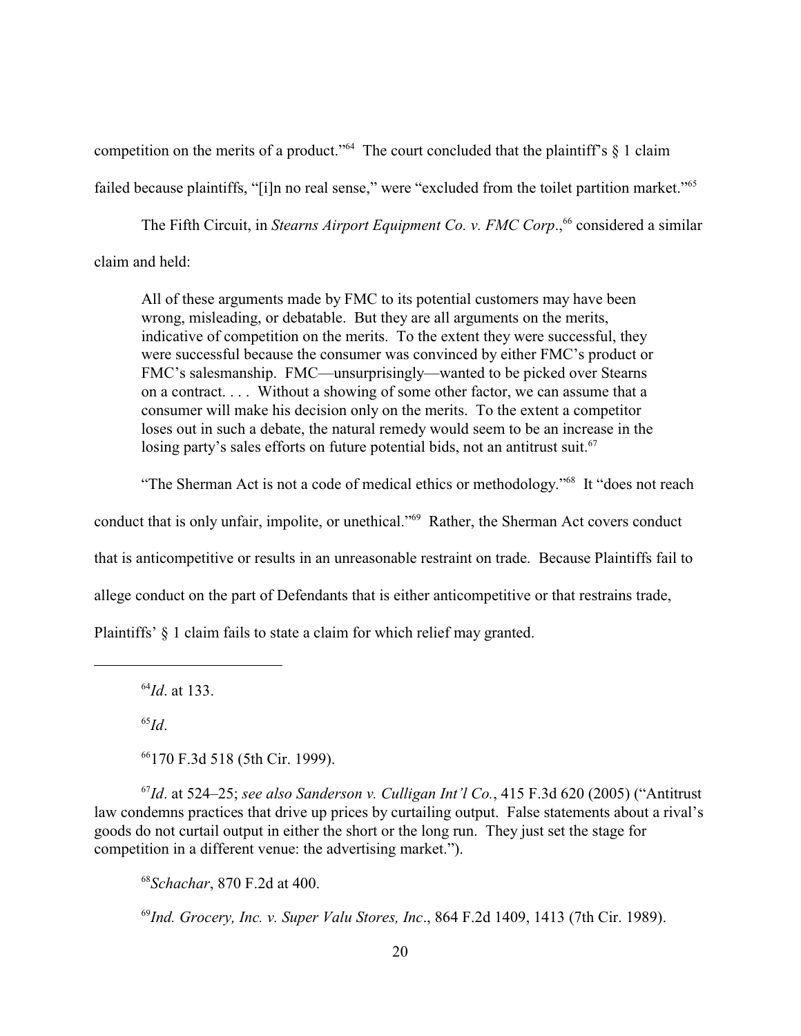competition on the merits of a product."[64] The court concluded that the plaintiff's § 1 claim failed because plaintiffs, "[i]n no real sense," were "excluded from the toilet partition market."[65]

The Fifth Circuit, in *Stearns Airport Equipment Co. v. FMC Corp.*,[66] considered a similar claim and held:

> All of these arguments made by FMC to its potential customers may have been wrong, misleading, or debatable. But they are all arguments on the merits, indicative of competition on the merits. To the extent they were successful, they were successful because the consumer was convinced by either FMC's product or FMC's salesmanship. FMC—unsurprisingly—wanted to be picked over Stearns on a contract. . . . Without a showing of some other factor, we can assume that a consumer will make his decision only on the merits. To the extent a competitor loses out in such a debate, the natural remedy would seem to be an increase in the losing party's sales efforts on future potential bids, not an antitrust suit.[67]

"The Sherman Act is not a code of medical ethics or methodology."[68] It "does not reach conduct that is only unfair, impolite, or unethical."[69] Rather, the Sherman Act covers conduct that is anticompetitive or results in an unreasonable restraint on trade. Because Plaintiffs fail to allege conduct on the part of Defendants that is either anticompetitive or that restrains trade, Plaintiffs' § 1 claim fails to state a claim for which relief may granted.

---

[64] *Id*. at 133.

[65] *Id*.

[66] 170 F.3d 518 (5th Cir. 1999).

[67] *Id*. at 524–25; *see also Sanderson v. Culligan Int'l Co.*, 415 F.3d 620 (2005) ("Antitrust law condemns practices that drive up prices by curtailing output. False statements about a rival's goods do not curtail output in either the short or the long run. They just set the stage for competition in a different venue: the advertising market.").

[68] *Schachar*, 870 F.2d at 400.

[69] *Ind. Grocery, Inc. v. Super Valu Stores, Inc*., 864 F.2d 1409, 1413 (7th Cir. 1989).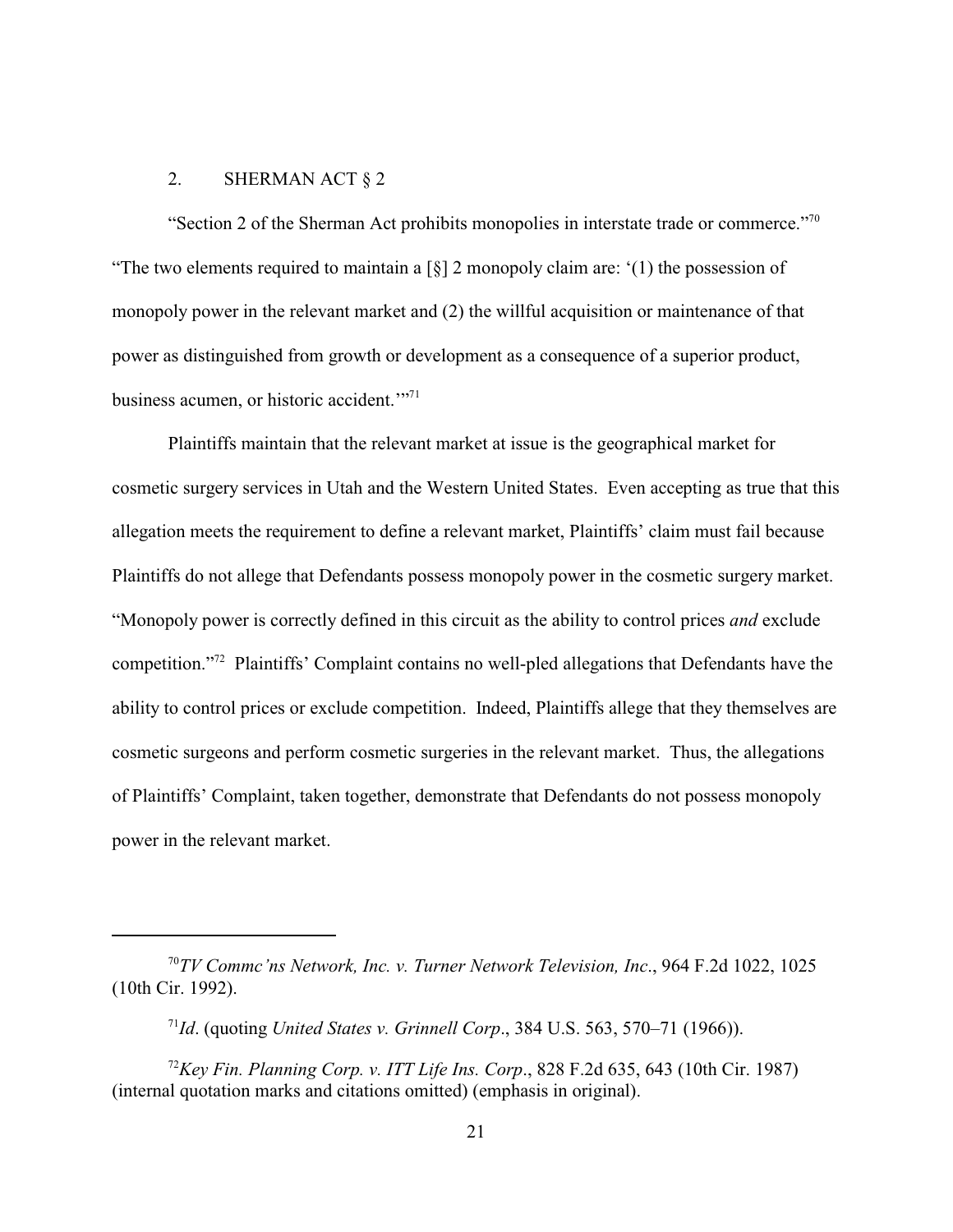### 2. SHERMAN ACT § 2

"Section 2 of the Sherman Act prohibits monopolies in interstate trade or commerce."[70] "The two elements required to maintain a [§] 2 monopoly claim are: '(1) the possession of monopoly power in the relevant market and (2) the willful acquisition or maintenance of that power as distinguished from growth or development as a consequence of a superior product, business acumen, or historic accident.'"[71]

Plaintiffs maintain that the relevant market at issue is the geographical market for cosmetic surgery services in Utah and the Western United States. Even accepting as true that this allegation meets the requirement to define a relevant market, Plaintiffs' claim must fail because Plaintiffs do not allege that Defendants possess monopoly power in the cosmetic surgery market. "Monopoly power is correctly defined in this circuit as the ability to control prices *and* exclude competition."[72] Plaintiffs' Complaint contains no well-pled allegations that Defendants have the ability to control prices or exclude competition. Indeed, Plaintiffs allege that they themselves are cosmetic surgeons and perform cosmetic surgeries in the relevant market. Thus, the allegations of Plaintiffs' Complaint, taken together, demonstrate that Defendants do not possess monopoly power in the relevant market.

---

[70] *TV Commc'ns Network, Inc. v. Turner Network Television, Inc*., 964 F.2d 1022, 1025 (10th Cir. 1992).

[71] *Id*. (quoting *United States v. Grinnell Corp*., 384 U.S. 563, 570–71 (1966)).

[72] *Key Fin. Planning Corp. v. ITT Life Ins. Corp*., 828 F.2d 635, 643 (10th Cir. 1987) (internal quotation marks and citations omitted) (emphasis in original).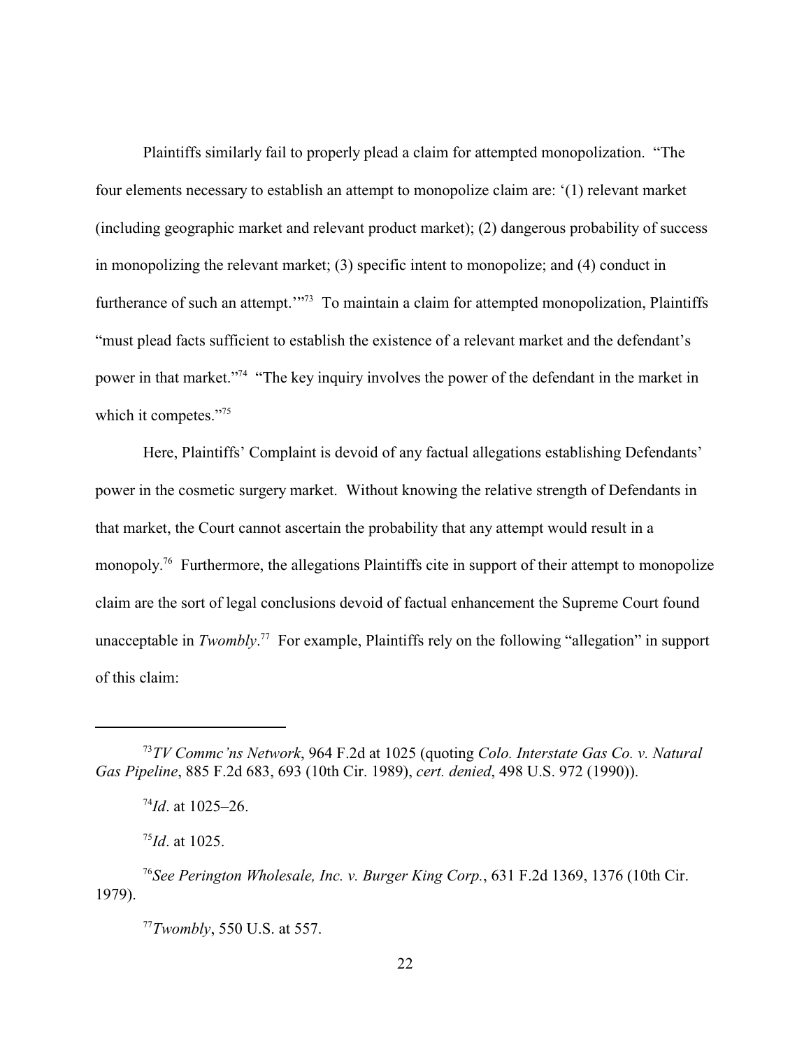Plaintiffs similarly fail to properly plead a claim for attempted monopolization. "The four elements necessary to establish an attempt to monopolize claim are: '(1) relevant market (including geographic market and relevant product market); (2) dangerous probability of success in monopolizing the relevant market; (3) specific intent to monopolize; and (4) conduct in furtherance of such an attempt.'"[73] To maintain a claim for attempted monopolization, Plaintiffs "must plead facts sufficient to establish the existence of a relevant market and the defendant's power in that market."[74] "The key inquiry involves the power of the defendant in the market in which it competes."[75]

Here, Plaintiffs' Complaint is devoid of any factual allegations establishing Defendants' power in the cosmetic surgery market. Without knowing the relative strength of Defendants in that market, the Court cannot ascertain the probability that any attempt would result in a monopoly.[76] Furthermore, the allegations Plaintiffs cite in support of their attempt to monopolize claim are the sort of legal conclusions devoid of factual enhancement the Supreme Court found unacceptable in *Twombly*.[77] For example, Plaintiffs rely on the following "allegation" in support of this claim:

---

[73] *TV Commc'ns Network*, 964 F.2d at 1025 (quoting *Colo. Interstate Gas Co. v. Natural Gas Pipeline*, 885 F.2d 683, 693 (10th Cir. 1989), *cert. denied*, 498 U.S. 972 (1990)).

[74] *Id*. at 1025–26.

[75] *Id*. at 1025.

[76] *See Perington Wholesale, Inc. v. Burger King Corp.*, 631 F.2d 1369, 1376 (10th Cir. 1979).

[77] *Twombly*, 550 U.S. at 557.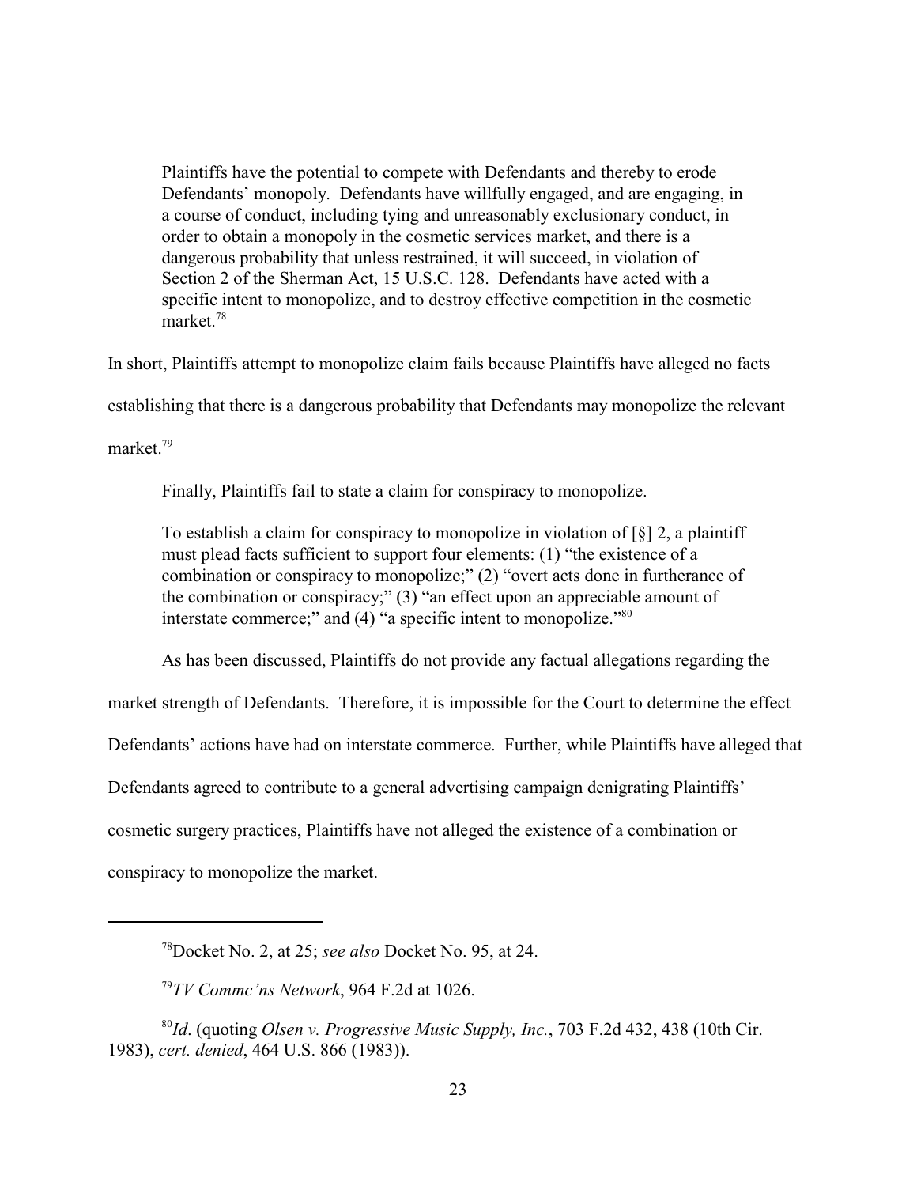> Plaintiffs have the potential to compete with Defendants and thereby to erode Defendants' monopoly. Defendants have willfully engaged, and are engaging, in a course of conduct, including tying and unreasonably exclusionary conduct, in order to obtain a monopoly in the cosmetic services market, and there is a dangerous probability that unless restrained, it will succeed, in violation of Section 2 of the Sherman Act, 15 U.S.C. 128. Defendants have acted with a specific intent to monopolize, and to destroy effective competition in the cosmetic market.[78]

In short, Plaintiffs attempt to monopolize claim fails because Plaintiffs have alleged no facts establishing that there is a dangerous probability that Defendants may monopolize the relevant market.[79]

Finally, Plaintiffs fail to state a claim for conspiracy to monopolize.

> To establish a claim for conspiracy to monopolize in violation of [§] 2, a plaintiff must plead facts sufficient to support four elements: (1) "the existence of a combination or conspiracy to monopolize;" (2) "overt acts done in furtherance of the combination or conspiracy;" (3) "an effect upon an appreciable amount of interstate commerce;" and (4) "a specific intent to monopolize."[80]

As has been discussed, Plaintiffs do not provide any factual allegations regarding the market strength of Defendants. Therefore, it is impossible for the Court to determine the effect Defendants' actions have had on interstate commerce. Further, while Plaintiffs have alleged that Defendants agreed to contribute to a general advertising campaign denigrating Plaintiffs' cosmetic surgery practices, Plaintiffs have not alleged the existence of a combination or conspiracy to monopolize the market.

---

[78] Docket No. 2, at 25; *see also* Docket No. 95, at 24.

[79] *TV Commc'ns Network*, 964 F.2d at 1026.

[80] *Id*. (quoting *Olsen v. Progressive Music Supply, Inc.*, 703 F.2d 432, 438 (10th Cir. 1983), *cert. denied*, 464 U.S. 866 (1983)).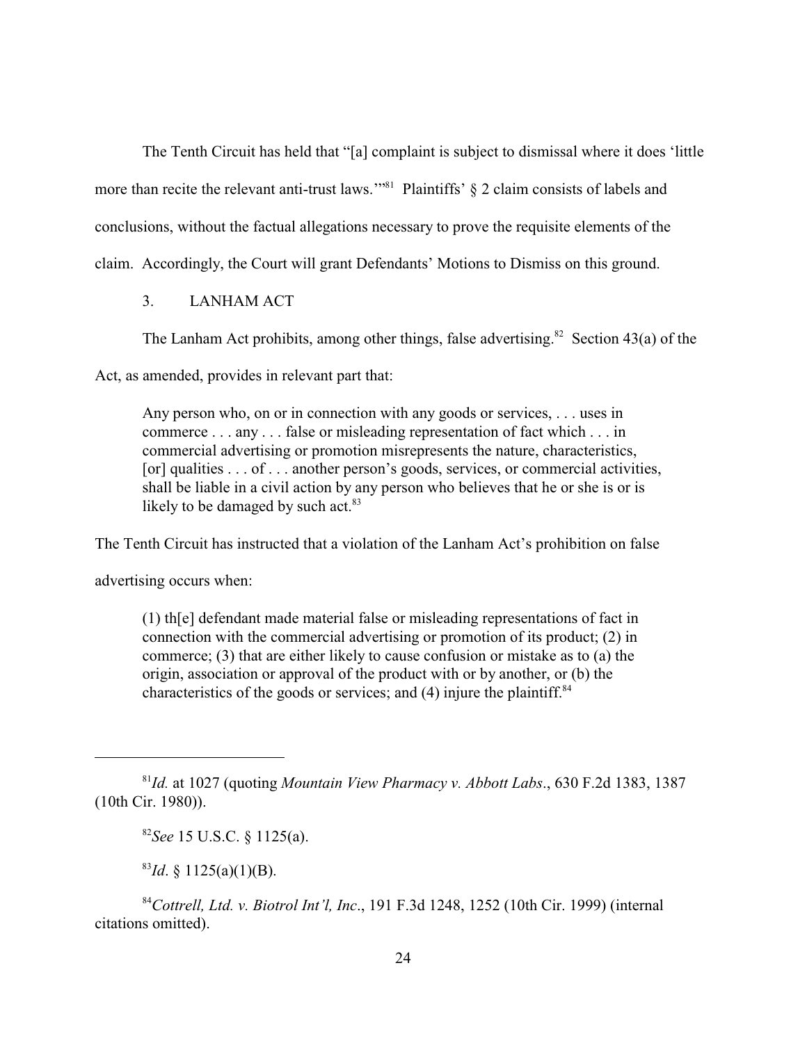The Tenth Circuit has held that "[a] complaint is subject to dismissal where it does 'little more than recite the relevant anti-trust laws.'"[81] Plaintiffs' § 2 claim consists of labels and conclusions, without the factual allegations necessary to prove the requisite elements of the claim. Accordingly, the Court will grant Defendants' Motions to Dismiss on this ground.

### 3. LANHAM ACT

The Lanham Act prohibits, among other things, false advertising.[82] Section 43(a) of the Act, as amended, provides in relevant part that:

> Any person who, on or in connection with any goods or services, . . . uses in commerce . . . any . . . false or misleading representation of fact which . . . in commercial advertising or promotion misrepresents the nature, characteristics, [or] qualities . . . of . . . another person's goods, services, or commercial activities, shall be liable in a civil action by any person who believes that he or she is or is likely to be damaged by such act.[83]

The Tenth Circuit has instructed that a violation of the Lanham Act's prohibition on false advertising occurs when:

> (1) th[e] defendant made material false or misleading representations of fact in connection with the commercial advertising or promotion of its product; (2) in commerce; (3) that are either likely to cause confusion or mistake as to (a) the origin, association or approval of the product with or by another, or (b) the characteristics of the goods or services; and (4) injure the plaintiff.[84]

---

[81] *Id.* at 1027 (quoting *Mountain View Pharmacy v. Abbott Labs*., 630 F.2d 1383, 1387 (10th Cir. 1980)).

[82] *See* 15 U.S.C. § 1125(a).

[83] *Id*. § 1125(a)(1)(B).

[84] *Cottrell, Ltd. v. Biotrol Int'l, Inc*., 191 F.3d 1248, 1252 (10th Cir. 1999) (internal citations omitted).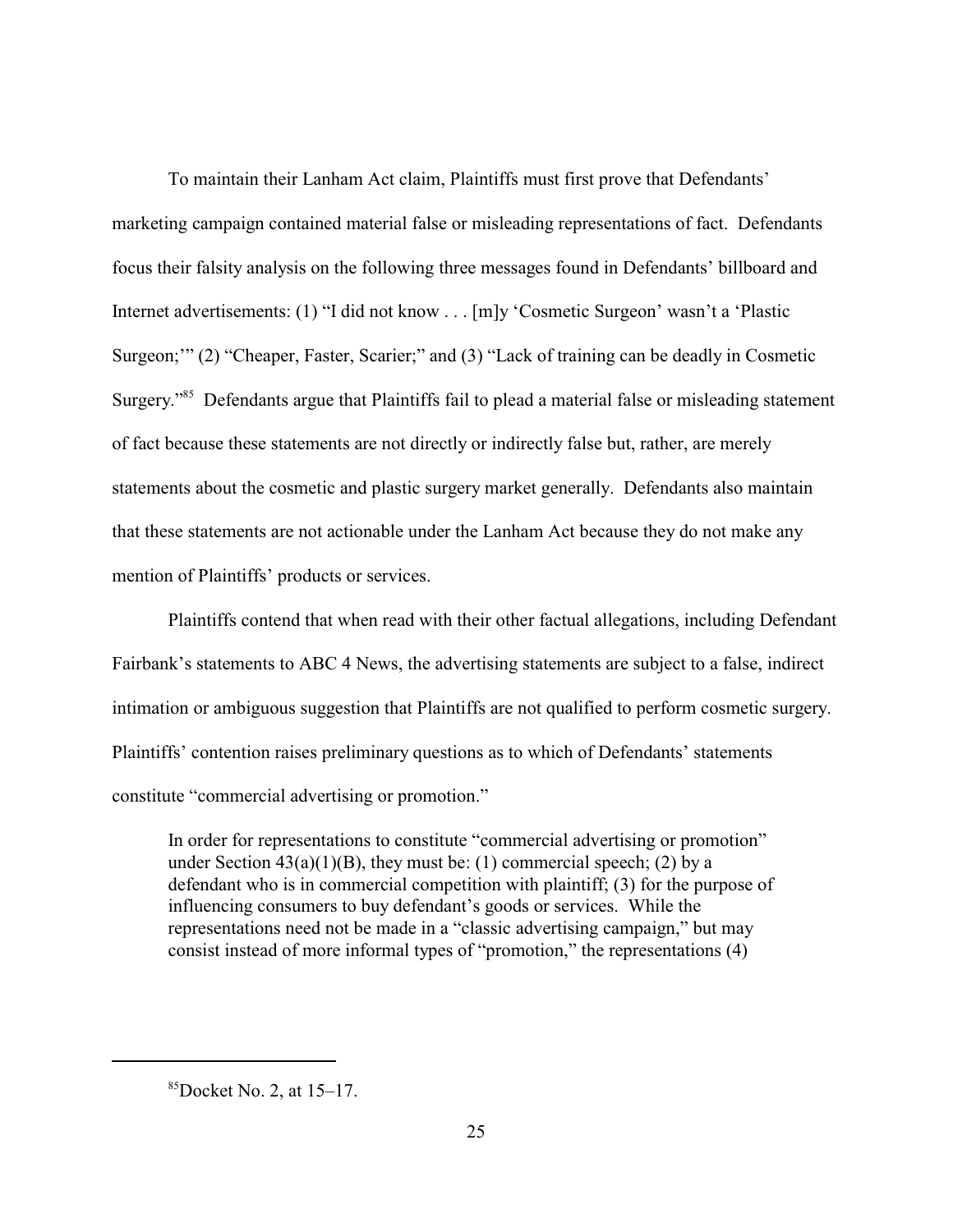To maintain their Lanham Act claim, Plaintiffs must first prove that Defendants' marketing campaign contained material false or misleading representations of fact. Defendants focus their falsity analysis on the following three messages found in Defendants' billboard and Internet advertisements: (1) "I did not know . . . [m]y 'Cosmetic Surgeon' wasn't a 'Plastic Surgeon;'" (2) "Cheaper, Faster, Scarier;" and (3) "Lack of training can be deadly in Cosmetic Surgery."[85] Defendants argue that Plaintiffs fail to plead a material false or misleading statement of fact because these statements are not directly or indirectly false but, rather, are merely statements about the cosmetic and plastic surgery market generally. Defendants also maintain that these statements are not actionable under the Lanham Act because they do not make any mention of Plaintiffs' products or services.

Plaintiffs contend that when read with their other factual allegations, including Defendant Fairbank's statements to ABC 4 News, the advertising statements are subject to a false, indirect intimation or ambiguous suggestion that Plaintiffs are not qualified to perform cosmetic surgery. Plaintiffs' contention raises preliminary questions as to which of Defendants' statements constitute "commercial advertising or promotion."

> In order for representations to constitute "commercial advertising or promotion" under Section 43(a)(1)(B), they must be: (1) commercial speech; (2) by a defendant who is in commercial competition with plaintiff; (3) for the purpose of influencing consumers to buy defendant's goods or services. While the representations need not be made in a "classic advertising campaign," but may consist instead of more informal types of "promotion," the representations (4)

[85] Docket No. 2, at 15–17.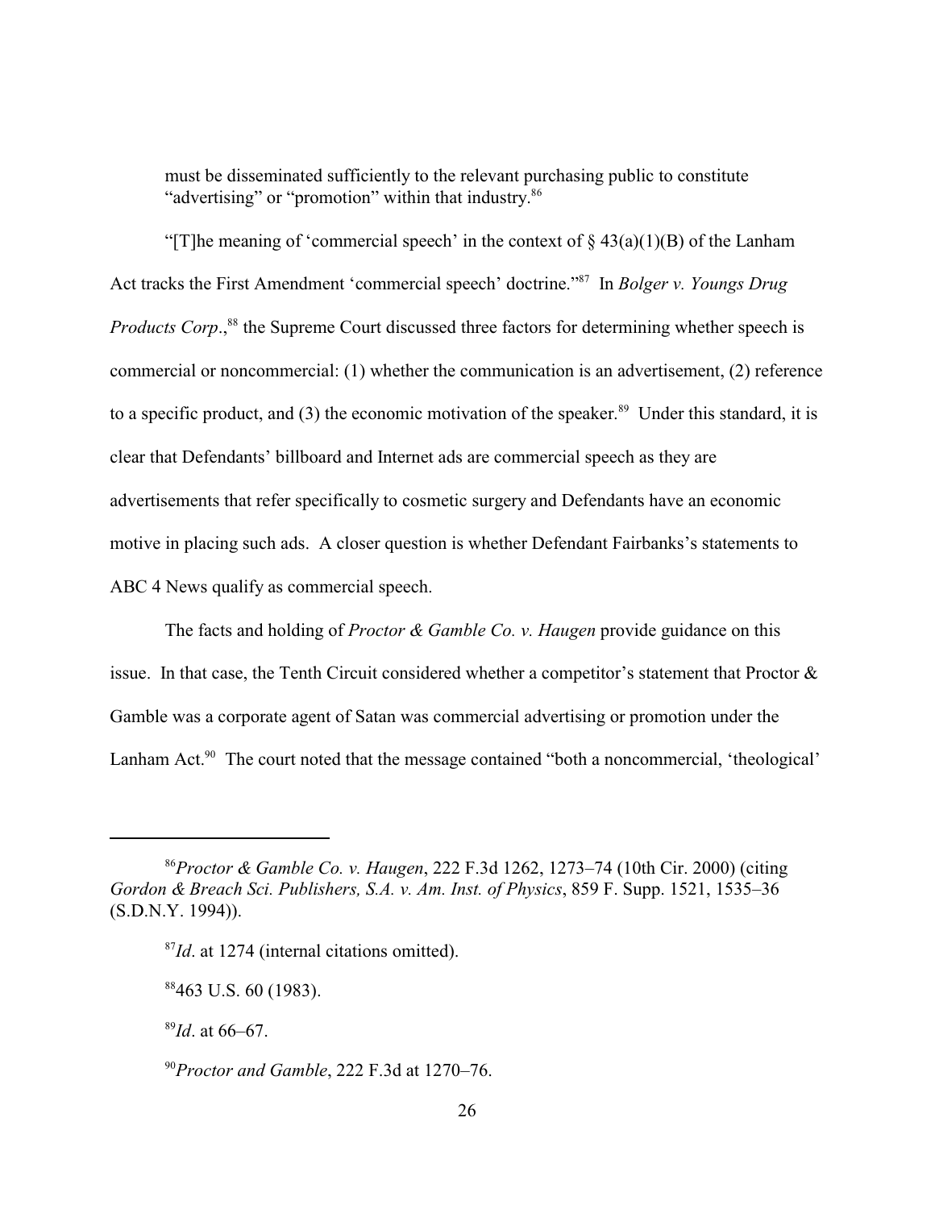must be disseminated sufficiently to the relevant purchasing public to constitute "advertising" or "promotion" within that industry.[86]

"[T]he meaning of 'commercial speech' in the context of § 43(a)(1)(B) of the Lanham Act tracks the First Amendment 'commercial speech' doctrine."[87] In *Bolger v. Youngs Drug Products Corp.*,[88] the Supreme Court discussed three factors for determining whether speech is commercial or noncommercial: (1) whether the communication is an advertisement, (2) reference to a specific product, and (3) the economic motivation of the speaker.[89] Under this standard, it is clear that Defendants' billboard and Internet ads are commercial speech as they are advertisements that refer specifically to cosmetic surgery and Defendants have an economic motive in placing such ads. A closer question is whether Defendant Fairbanks's statements to ABC 4 News qualify as commercial speech.

The facts and holding of *Proctor & Gamble Co. v. Haugen* provide guidance on this issue. In that case, the Tenth Circuit considered whether a competitor's statement that Proctor & Gamble was a corporate agent of Satan was commercial advertising or promotion under the Lanham Act.[90] The court noted that the message contained "both a noncommercial, 'theological'

---

[86] *Proctor & Gamble Co. v. Haugen*, 222 F.3d 1262, 1273–74 (10th Cir. 2000) (citing *Gordon & Breach Sci. Publishers, S.A. v. Am. Inst. of Physics*, 859 F. Supp. 1521, 1535–36 (S.D.N.Y. 1994)).

[87] *Id*. at 1274 (internal citations omitted).

[88] 463 U.S. 60 (1983).

[89] *Id*. at 66–67.

[90] *Proctor and Gamble*, 222 F.3d at 1270–76.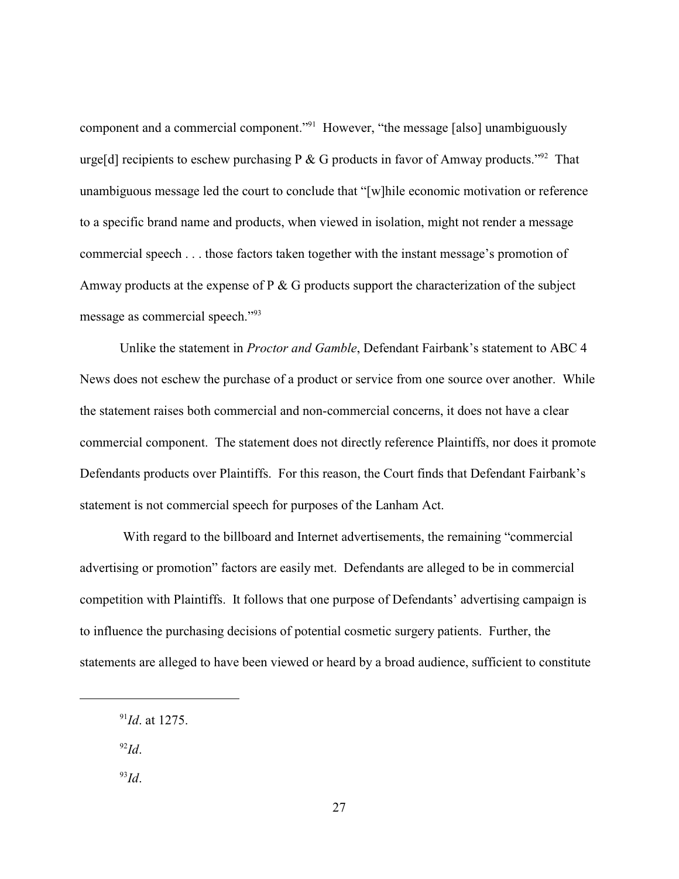component and a commercial component."[91] However, "the message [also] unambiguously urge[d] recipients to eschew purchasing P & G products in favor of Amway products."[92] That unambiguous message led the court to conclude that "[w]hile economic motivation or reference to a specific brand name and products, when viewed in isolation, might not render a message commercial speech . . . those factors taken together with the instant message's promotion of Amway products at the expense of P & G products support the characterization of the subject message as commercial speech."[93]

Unlike the statement in *Proctor and Gamble*, Defendant Fairbank's statement to ABC 4 News does not eschew the purchase of a product or service from one source over another. While the statement raises both commercial and non-commercial concerns, it does not have a clear commercial component. The statement does not directly reference Plaintiffs, nor does it promote Defendants products over Plaintiffs. For this reason, the Court finds that Defendant Fairbank's statement is not commercial speech for purposes of the Lanham Act.

With regard to the billboard and Internet advertisements, the remaining "commercial advertising or promotion" factors are easily met. Defendants are alleged to be in commercial competition with Plaintiffs. It follows that one purpose of Defendants' advertising campaign is to influence the purchasing decisions of potential cosmetic surgery patients. Further, the statements are alleged to have been viewed or heard by a broad audience, sufficient to constitute

---

[91] *Id*. at 1275.

[92] *Id*.

[93] *Id*.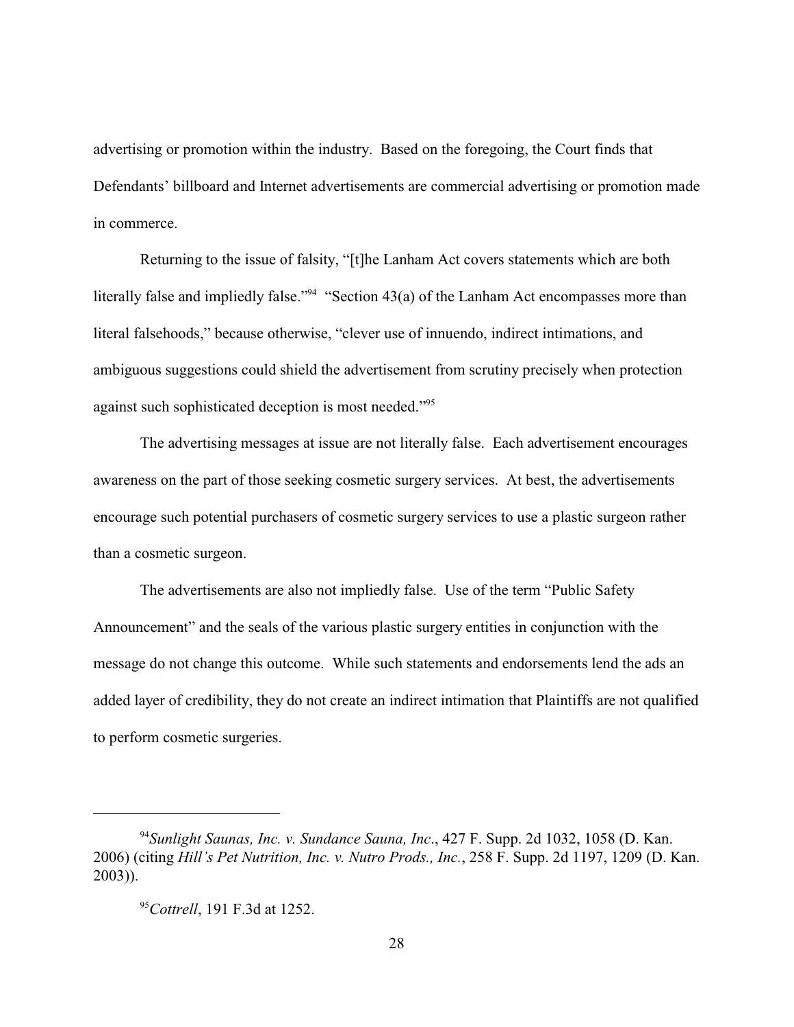advertising or promotion within the industry. Based on the foregoing, the Court finds that Defendants' billboard and Internet advertisements are commercial advertising or promotion made in commerce.

Returning to the issue of falsity, "[t]he Lanham Act covers statements which are both literally false and impliedly false."[94] "Section 43(a) of the Lanham Act encompasses more than literal falsehoods," because otherwise, "clever use of innuendo, indirect intimations, and ambiguous suggestions could shield the advertisement from scrutiny precisely when protection against such sophisticated deception is most needed."[95]

The advertising messages at issue are not literally false. Each advertisement encourages awareness on the part of those seeking cosmetic surgery services. At best, the advertisements encourage such potential purchasers of cosmetic surgery services to use a plastic surgeon rather than a cosmetic surgeon.

The advertisements are also not impliedly false. Use of the term "Public Safety Announcement" and the seals of the various plastic surgery entities in conjunction with the message do not change this outcome. While such statements and endorsements lend the ads an added layer of credibility, they do not create an indirect intimation that Plaintiffs are not qualified to perform cosmetic surgeries.

---

[94] *Sunlight Saunas, Inc. v. Sundance Sauna, Inc.*, 427 F. Supp. 2d 1032, 1058 (D. Kan. 2006) (citing *Hill's Pet Nutrition, Inc. v. Nutro Prods., Inc.*, 258 F. Supp. 2d 1197, 1209 (D. Kan. 2003)).

[95] *Cottrell*, 191 F.3d at 1252.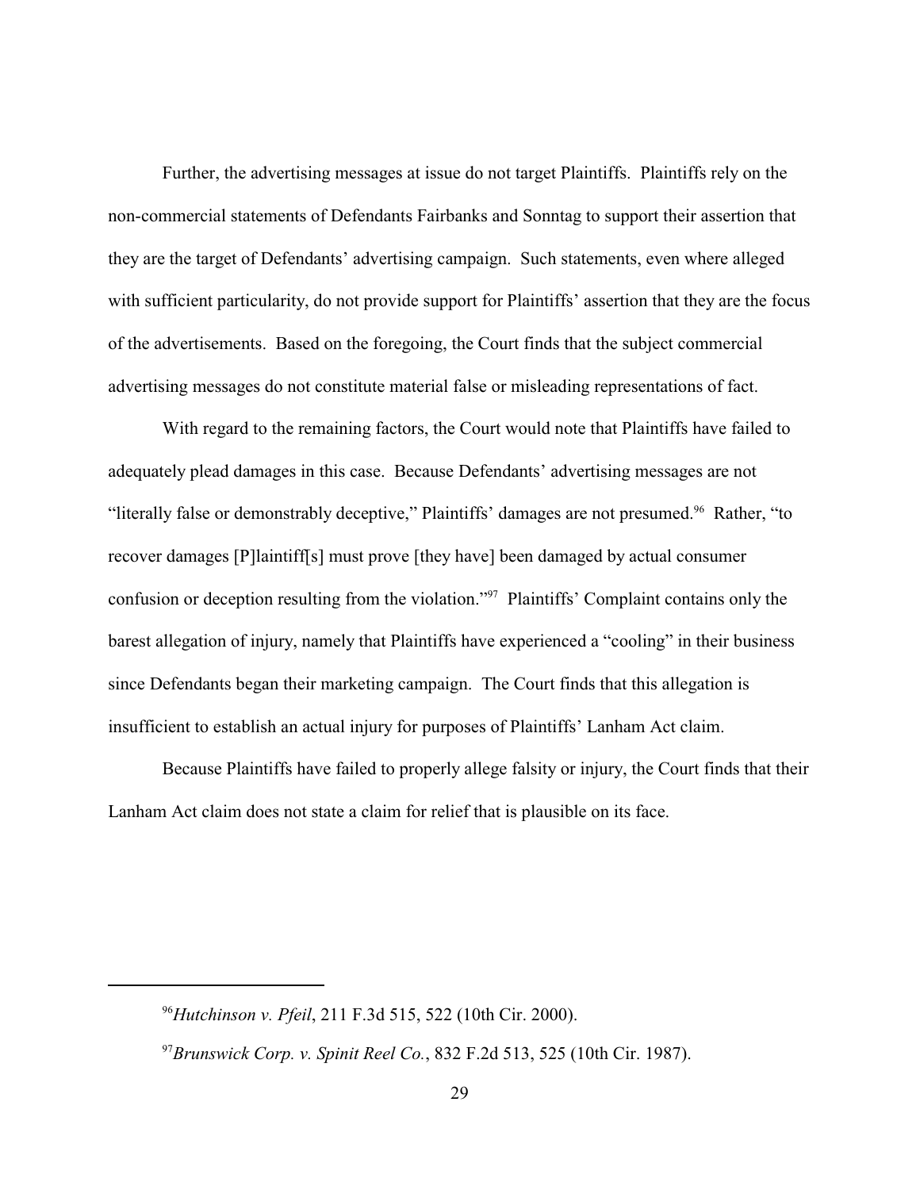Further, the advertising messages at issue do not target Plaintiffs. Plaintiffs rely on the non-commercial statements of Defendants Fairbanks and Sonntag to support their assertion that they are the target of Defendants' advertising campaign. Such statements, even where alleged with sufficient particularity, do not provide support for Plaintiffs' assertion that they are the focus of the advertisements. Based on the foregoing, the Court finds that the subject commercial advertising messages do not constitute material false or misleading representations of fact.

With regard to the remaining factors, the Court would note that Plaintiffs have failed to adequately plead damages in this case. Because Defendants' advertising messages are not "literally false or demonstrably deceptive," Plaintiffs' damages are not presumed.[96] Rather, "to recover damages [P]laintiff[s] must prove [they have] been damaged by actual consumer confusion or deception resulting from the violation."[97] Plaintiffs' Complaint contains only the barest allegation of injury, namely that Plaintiffs have experienced a "cooling" in their business since Defendants began their marketing campaign. The Court finds that this allegation is insufficient to establish an actual injury for purposes of Plaintiffs' Lanham Act claim.

Because Plaintiffs have failed to properly allege falsity or injury, the Court finds that their Lanham Act claim does not state a claim for relief that is plausible on its face.

---

[96] *Hutchinson v. Pfeil*, 211 F.3d 515, 522 (10th Cir. 2000).

[97] *Brunswick Corp. v. Spinit Reel Co.*, 832 F.2d 513, 525 (10th Cir. 1987).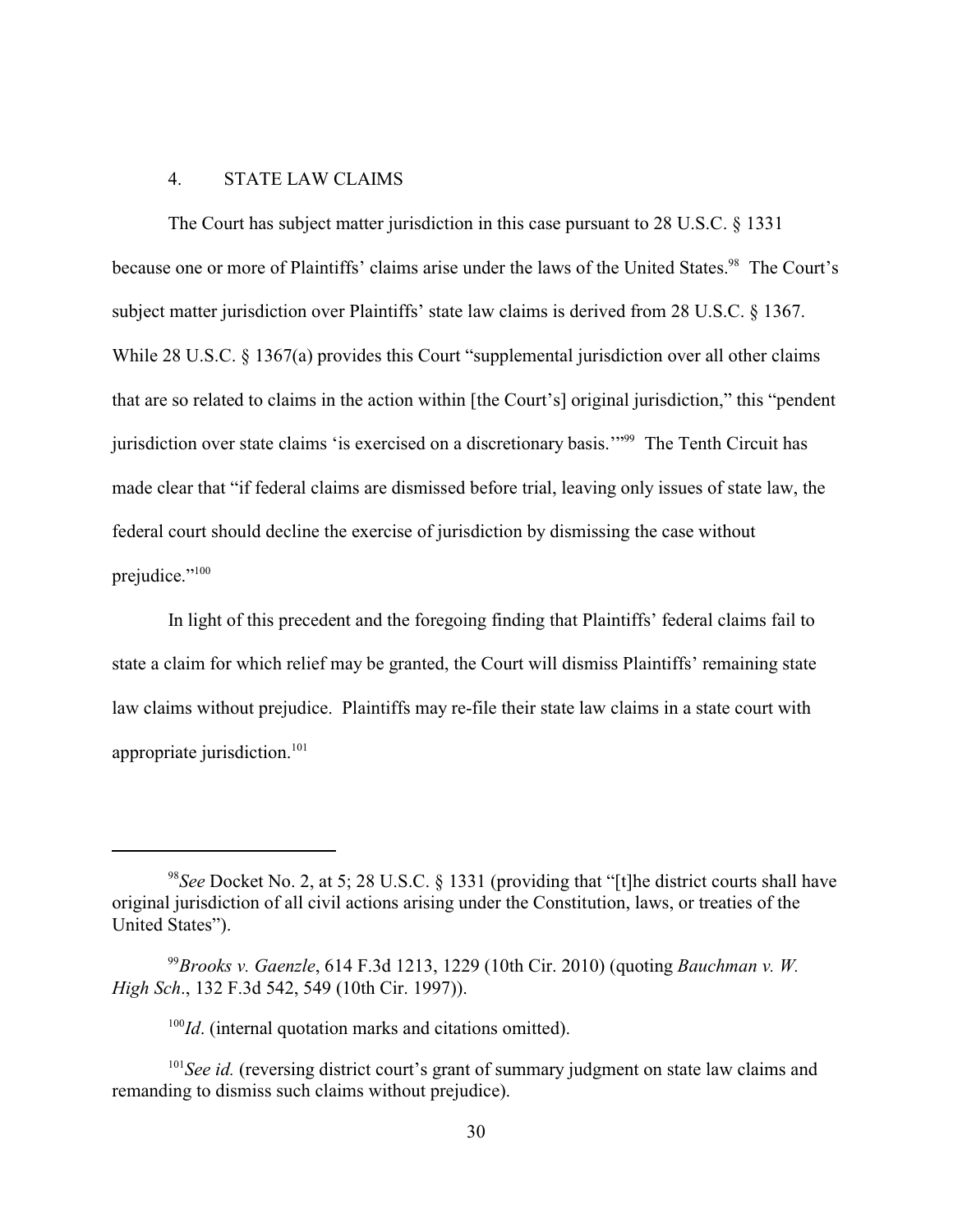### 4. STATE LAW CLAIMS

The Court has subject matter jurisdiction in this case pursuant to 28 U.S.C. § 1331 because one or more of Plaintiffs' claims arise under the laws of the United States.[98] The Court's subject matter jurisdiction over Plaintiffs' state law claims is derived from 28 U.S.C. § 1367. While 28 U.S.C. § 1367(a) provides this Court "supplemental jurisdiction over all other claims that are so related to claims in the action within [the Court's] original jurisdiction," this "pendent jurisdiction over state claims 'is exercised on a discretionary basis.'"[99] The Tenth Circuit has made clear that "if federal claims are dismissed before trial, leaving only issues of state law, the federal court should decline the exercise of jurisdiction by dismissing the case without prejudice."[100]

In light of this precedent and the foregoing finding that Plaintiffs' federal claims fail to state a claim for which relief may be granted, the Court will dismiss Plaintiffs' remaining state law claims without prejudice. Plaintiffs may re-file their state law claims in a state court with appropriate jurisdiction.[101]

---

[98] *See* Docket No. 2, at 5; 28 U.S.C. § 1331 (providing that "[t]he district courts shall have original jurisdiction of all civil actions arising under the Constitution, laws, or treaties of the United States").

[99] *Brooks v. Gaenzle*, 614 F.3d 1213, 1229 (10th Cir. 2010) (quoting *Bauchman v. W. High Sch*., 132 F.3d 542, 549 (10th Cir. 1997)).

[100] *Id*. (internal quotation marks and citations omitted).

[101] *See id.* (reversing district court's grant of summary judgment on state law claims and remanding to dismiss such claims without prejudice).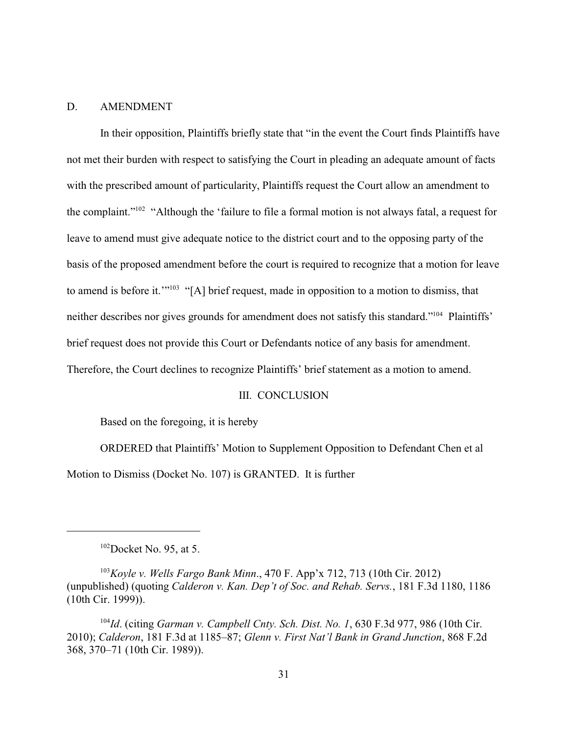## D. AMENDMENT

In their opposition, Plaintiffs briefly state that "in the event the Court finds Plaintiffs have not met their burden with respect to satisfying the Court in pleading an adequate amount of facts with the prescribed amount of particularity, Plaintiffs request the Court allow an amendment to the complaint."[102] "Although the 'failure to file a formal motion is not always fatal, a request for leave to amend must give adequate notice to the district court and to the opposing party of the basis of the proposed amendment before the court is required to recognize that a motion for leave to amend is before it.'"[103] "[A] brief request, made in opposition to a motion to dismiss, that neither describes nor gives grounds for amendment does not satisfy this standard."[104] Plaintiffs' brief request does not provide this Court or Defendants notice of any basis for amendment. Therefore, the Court declines to recognize Plaintiffs' brief statement as a motion to amend.

# III. CONCLUSION

Based on the foregoing, it is hereby

ORDERED that Plaintiffs' Motion to Supplement Opposition to Defendant Chen et al Motion to Dismiss (Docket No. 107) is GRANTED. It is further

---

[102] Docket No. 95, at 5.

[103] *Koyle v. Wells Fargo Bank Minn*., 470 F. App'x 712, 713 (10th Cir. 2012) (unpublished) (quoting *Calderon v. Kan. Dep't of Soc. and Rehab. Servs.*, 181 F.3d 1180, 1186 (10th Cir. 1999)).

[104] *Id*. (citing *Garman v. Campbell Cnty. Sch. Dist. No. 1*, 630 F.3d 977, 986 (10th Cir. 2010); *Calderon*, 181 F.3d at 1185–87; *Glenn v. First Nat'l Bank in Grand Junction*, 868 F.2d 368, 370–71 (10th Cir. 1989)).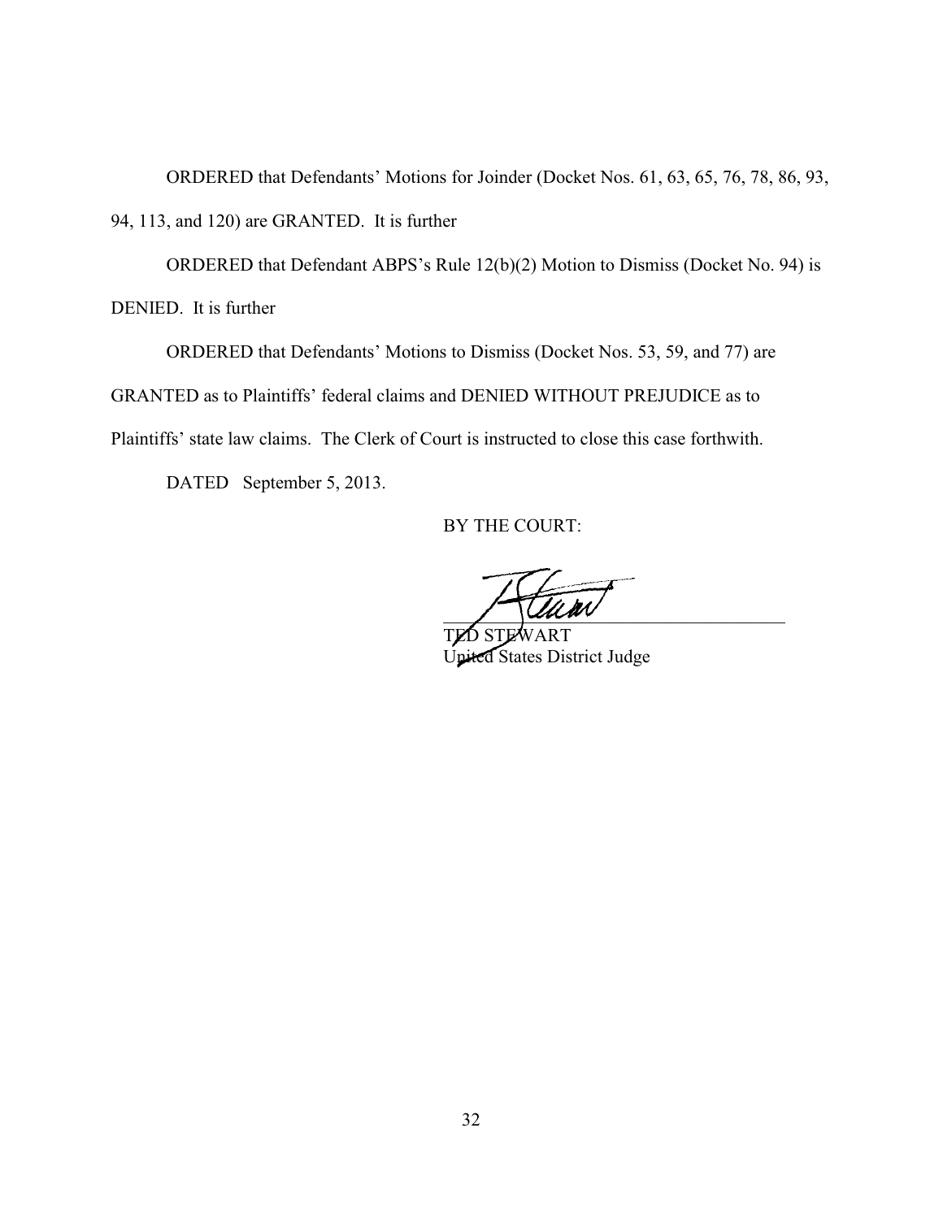ORDERED that Defendants' Motions for Joinder (Docket Nos. 61, 63, 65, 76, 78, 86, 93, 94, 113, and 120) are GRANTED. It is further

ORDERED that Defendant ABPS's Rule 12(b)(2) Motion to Dismiss (Docket No. 94) is DENIED. It is further

ORDERED that Defendants' Motions to Dismiss (Docket Nos. 53, 59, and 77) are GRANTED as to Plaintiffs' federal claims and DENIED WITHOUT PREJUDICE as to Plaintiffs' state law claims. The Clerk of Court is instructed to close this case forthwith.

DATED September 5, 2013.

BY THE COURT:

TED STEWART
United States District Judge